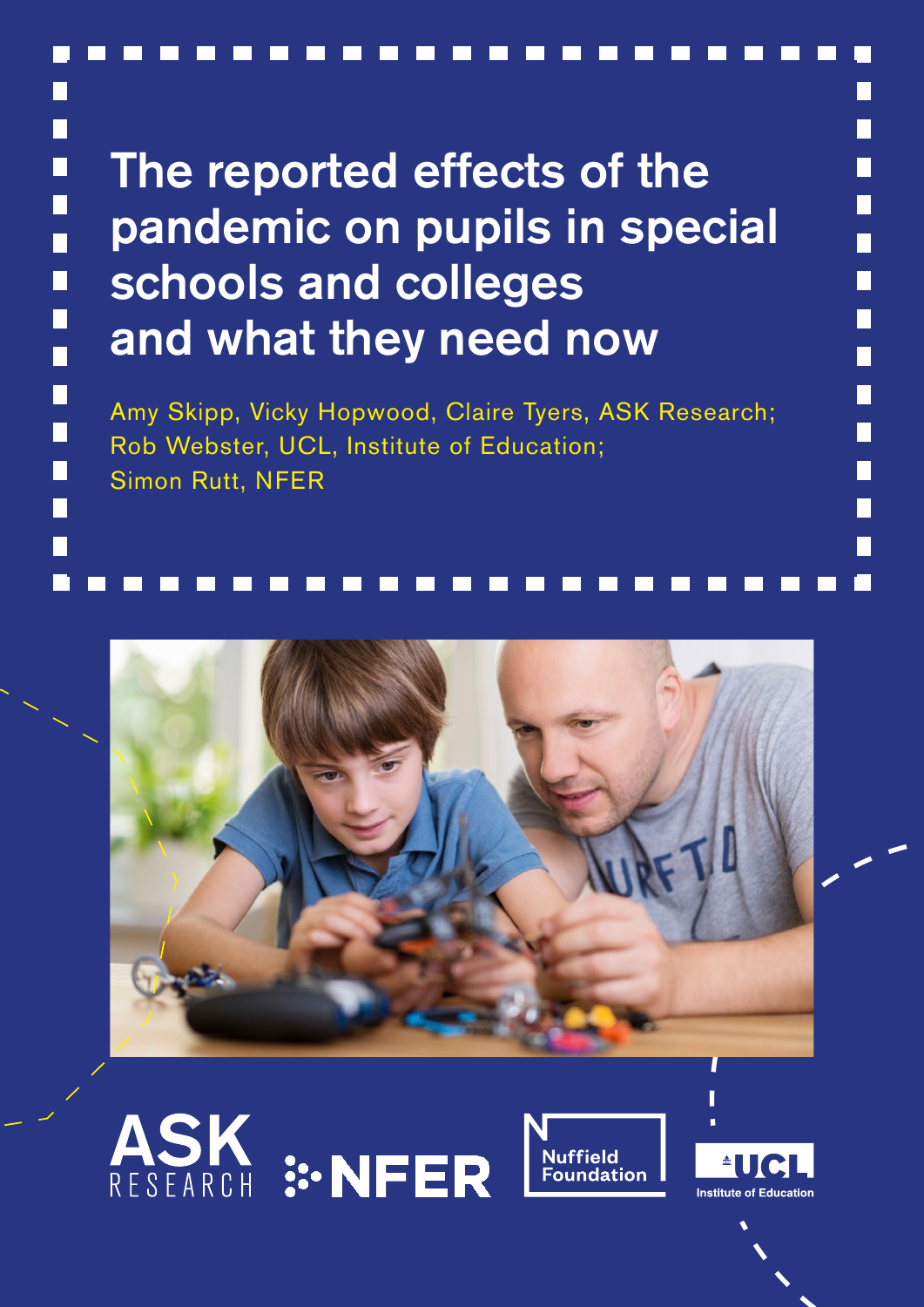# The reported effects of the pandemic on pupils in special schools and colleges and what they need now

Amy Skipp, Vicky Hopwood, Claire Tyers, ASK Research;
Rob Webster, UCL, Institute of Education;
Simon Rutt, NFER

ASK RESEARCH

NFER

Nuffield Foundation

UCL Institute of Education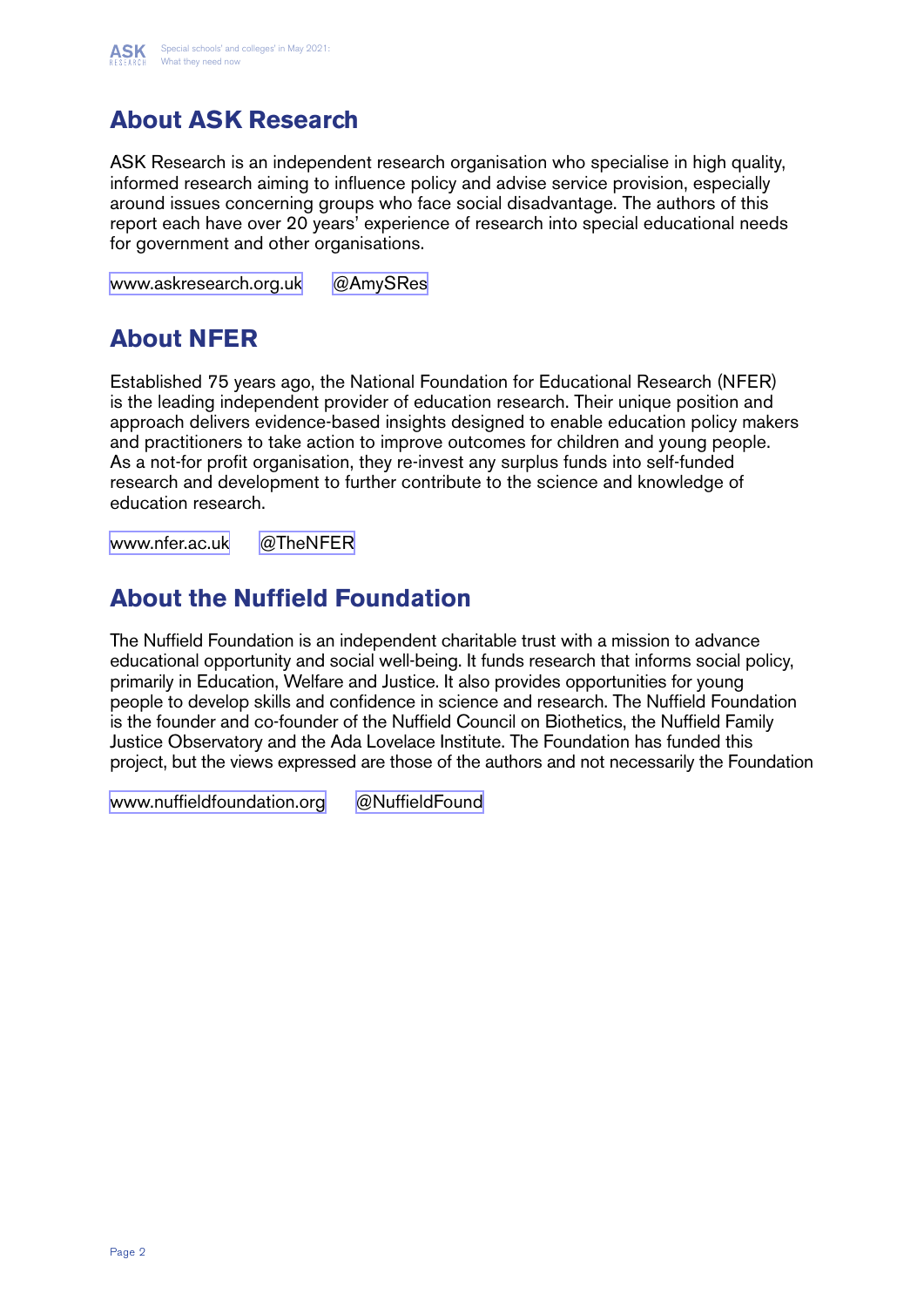## About ASK Research

ASK Research is an independent research organisation who specialise in high quality, informed research aiming to influence policy and advise service provision, especially around issues concerning groups who face social disadvantage. The authors of this report each have over 20 years' experience of research into special educational needs for government and other organisations.

www.askresearch.org.uk    @AmySRes

## About NFER

Established 75 years ago, the National Foundation for Educational Research (NFER) is the leading independent provider of education research. Their unique position and approach delivers evidence-based insights designed to enable education policy makers and practitioners to take action to improve outcomes for children and young people. As a not-for profit organisation, they re-invest any surplus funds into self-funded research and development to further contribute to the science and knowledge of education research.

www.nfer.ac.uk    @TheNFER

## About the Nuffield Foundation

The Nuffield Foundation is an independent charitable trust with a mission to advance educational opportunity and social well-being. It funds research that informs social policy, primarily in Education, Welfare and Justice. It also provides opportunities for young people to develop skills and confidence in science and research. The Nuffield Foundation is the founder and co-founder of the Nuffield Council on Biothetics, the Nuffield Family Justice Observatory and the Ada Lovelace Institute. The Foundation has funded this project, but the views expressed are those of the authors and not necessarily the Foundation

www.nuffieldfoundation.org    @NuffieldFound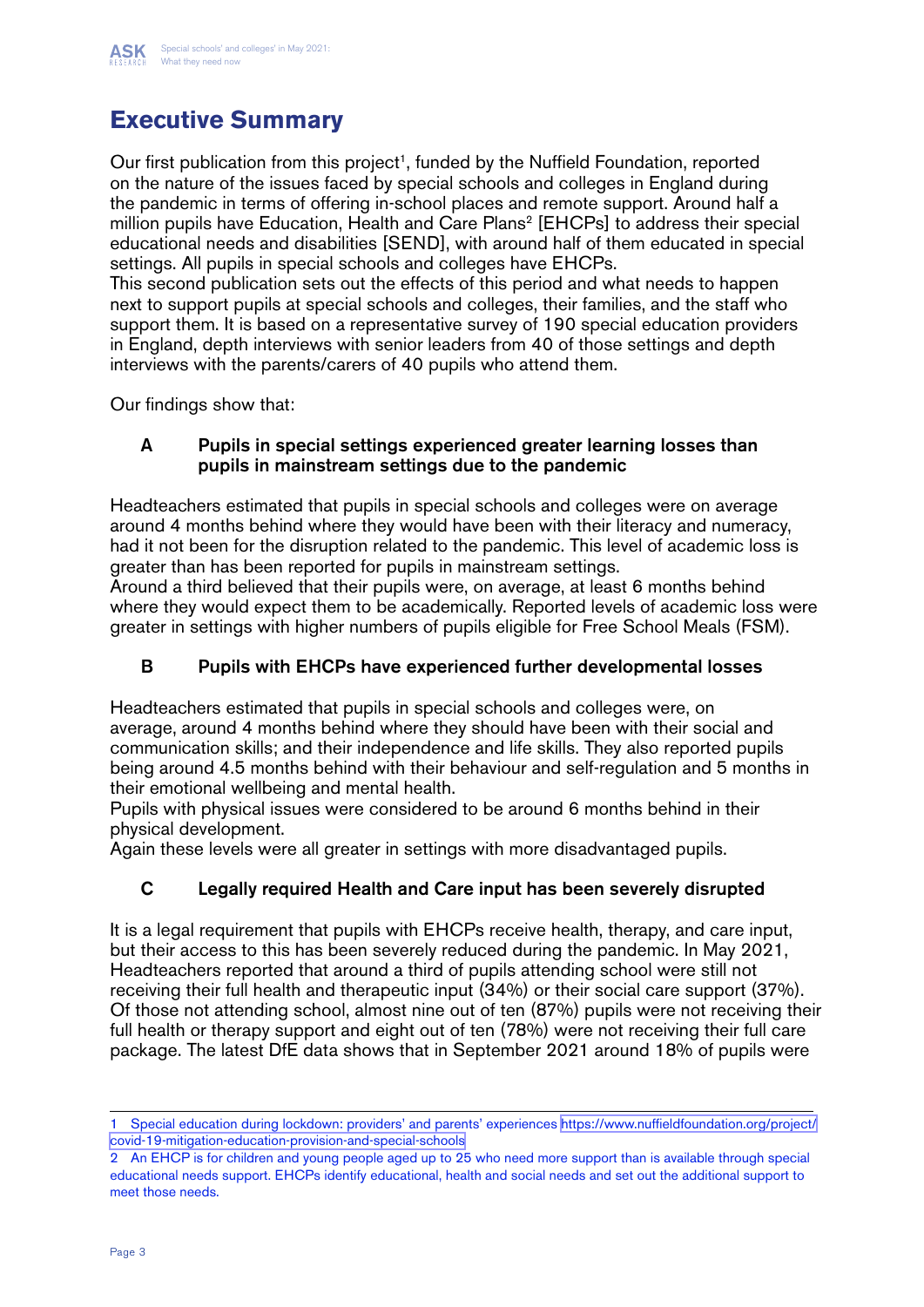# Executive Summary

Our first publication from this project[1], funded by the Nuffield Foundation, reported on the nature of the issues faced by special schools and colleges in England during the pandemic in terms of offering in-school places and remote support. Around half a million pupils have Education, Health and Care Plans[2] [EHCPs] to address their special educational needs and disabilities [SEND], with around half of them educated in special settings. All pupils in special schools and colleges have EHCPs.

This second publication sets out the effects of this period and what needs to happen next to support pupils at special schools and colleges, their families, and the staff who support them. It is based on a representative survey of 190 special education providers in England, depth interviews with senior leaders from 40 of those settings and depth interviews with the parents/carers of 40 pupils who attend them.

Our findings show that:

### A Pupils in special settings experienced greater learning losses than pupils in mainstream settings due to the pandemic

Headteachers estimated that pupils in special schools and colleges were on average around 4 months behind where they would have been with their literacy and numeracy, had it not been for the disruption related to the pandemic. This level of academic loss is greater than has been reported for pupils in mainstream settings.

Around a third believed that their pupils were, on average, at least 6 months behind where they would expect them to be academically. Reported levels of academic loss were greater in settings with higher numbers of pupils eligible for Free School Meals (FSM).

### B Pupils with EHCPs have experienced further developmental losses

Headteachers estimated that pupils in special schools and colleges were, on average, around 4 months behind where they should have been with their social and communication skills; and their independence and life skills. They also reported pupils being around 4.5 months behind with their behaviour and self-regulation and 5 months in their emotional wellbeing and mental health.

Pupils with physical issues were considered to be around 6 months behind in their physical development.

Again these levels were all greater in settings with more disadvantaged pupils.

### C Legally required Health and Care input has been severely disrupted

It is a legal requirement that pupils with EHCPs receive health, therapy, and care input, but their access to this has been severely reduced during the pandemic. In May 2021, Headteachers reported that around a third of pupils attending school were still not receiving their full health and therapeutic input (34%) or their social care support (37%). Of those not attending school, almost nine out of ten (87%) pupils were not receiving their full health or therapy support and eight out of ten (78%) were not receiving their full care package. The latest DfE data shows that in September 2021 around 18% of pupils were

---

1 Special education during lockdown: providers' and parents' experiences https://www.nuffieldfoundation.org/project/covid-19-mitigation-education-provision-and-special-schools

2 An EHCP is for children and young people aged up to 25 who need more support than is available through special educational needs support. EHCPs identify educational, health and social needs and set out the additional support to meet those needs.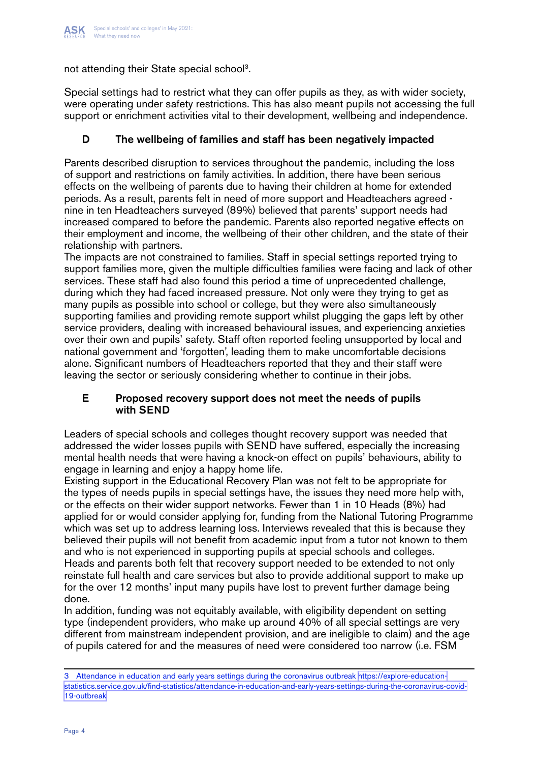not attending their State special school[3].

Special settings had to restrict what they can offer pupils as they, as with wider society, were operating under safety restrictions. This has also meant pupils not accessing the full support or enrichment activities vital to their development, wellbeing and independence.

### D The wellbeing of families and staff has been negatively impacted

Parents described disruption to services throughout the pandemic, including the loss of support and restrictions on family activities. In addition, there have been serious effects on the wellbeing of parents due to having their children at home for extended periods. As a result, parents felt in need of more support and Headteachers agreed - nine in ten Headteachers surveyed (89%) believed that parents' support needs had increased compared to before the pandemic. Parents also reported negative effects on their employment and income, the wellbeing of their other children, and the state of their relationship with partners.

The impacts are not constrained to families. Staff in special settings reported trying to support families more, given the multiple difficulties families were facing and lack of other services. These staff had also found this period a time of unprecedented challenge, during which they had faced increased pressure. Not only were they trying to get as many pupils as possible into school or college, but they were also simultaneously supporting families and providing remote support whilst plugging the gaps left by other service providers, dealing with increased behavioural issues, and experiencing anxieties over their own and pupils' safety. Staff often reported feeling unsupported by local and national government and 'forgotten', leading them to make uncomfortable decisions alone. Significant numbers of Headteachers reported that they and their staff were leaving the sector or seriously considering whether to continue in their jobs.

### E Proposed recovery support does not meet the needs of pupils with SEND

Leaders of special schools and colleges thought recovery support was needed that addressed the wider losses pupils with SEND have suffered, especially the increasing mental health needs that were having a knock-on effect on pupils' behaviours, ability to engage in learning and enjoy a happy home life.

Existing support in the Educational Recovery Plan was not felt to be appropriate for the types of needs pupils in special settings have, the issues they need more help with, or the effects on their wider support networks. Fewer than 1 in 10 Heads (8%) had applied for or would consider applying for, funding from the National Tutoring Programme which was set up to address learning loss. Interviews revealed that this is because they believed their pupils will not benefit from academic input from a tutor not known to them and who is not experienced in supporting pupils at special schools and colleges.

Heads and parents both felt that recovery support needed to be extended to not only reinstate full health and care services but also to provide additional support to make up for the over 12 months' input many pupils have lost to prevent further damage being done.

In addition, funding was not equitably available, with eligibility dependent on setting type (independent providers, who make up around 40% of all special settings are very different from mainstream independent provision, and are ineligible to claim) and the age of pupils catered for and the measures of need were considered too narrow (i.e. FSM

---

3 Attendance in education and early years settings during the coronavirus outbreak https://explore-education-statistics.service.gov.uk/find-statistics/attendance-in-education-and-early-years-settings-during-the-coronavirus-covid-19-outbreak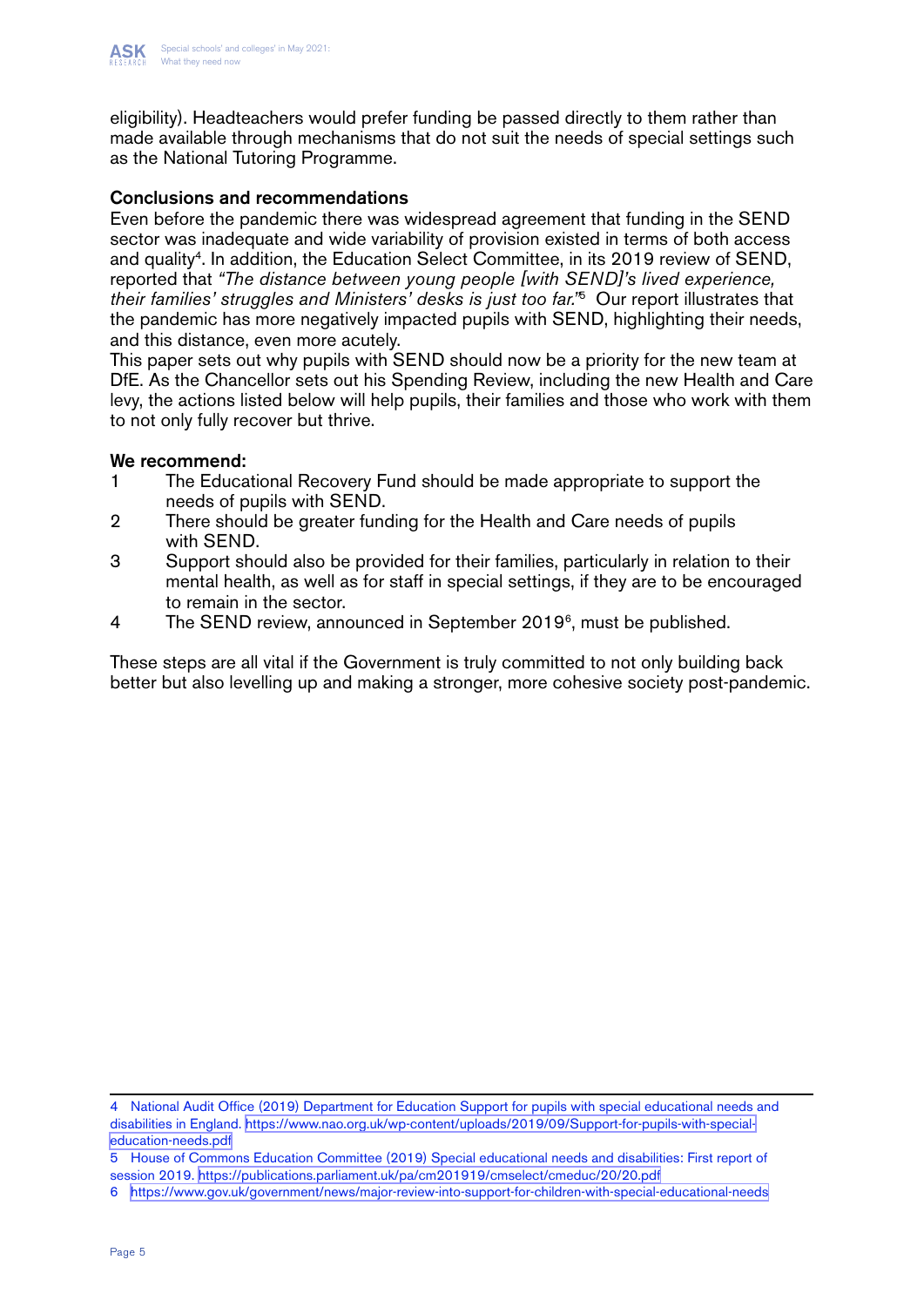eligibility). Headteachers would prefer funding be passed directly to them rather than made available through mechanisms that do not suit the needs of special settings such as the National Tutoring Programme.

## Conclusions and recommendations

Even before the pandemic there was widespread agreement that funding in the SEND sector was inadequate and wide variability of provision existed in terms of both access and quality[4]. In addition, the Education Select Committee, in its 2019 review of SEND, reported that *"The distance between young people [with SEND]'s lived experience, their families' struggles and Ministers' desks is just too far."*[5] Our report illustrates that the pandemic has more negatively impacted pupils with SEND, highlighting their needs, and this distance, even more acutely.

This paper sets out why pupils with SEND should now be a priority for the new team at DfE. As the Chancellor sets out his Spending Review, including the new Health and Care levy, the actions listed below will help pupils, their families and those who work with them to not only fully recover but thrive.

**We recommend:**

1. The Educational Recovery Fund should be made appropriate to support the needs of pupils with SEND.
2. There should be greater funding for the Health and Care needs of pupils with SEND.
3. Support should also be provided for their families, particularly in relation to their mental health, as well as for staff in special settings, if they are to be encouraged to remain in the sector.
4. The SEND review, announced in September 2019[6], must be published.

These steps are all vital if the Government is truly committed to not only building back better but also levelling up and making a stronger, more cohesive society post-pandemic.

---

4 National Audit Office (2019) Department for Education Support for pupils with special educational needs and disabilities in England. https://www.nao.org.uk/wp-content/uploads/2019/09/Support-for-pupils-with-special-education-needs.pdf

5 House of Commons Education Committee (2019) Special educational needs and disabilities: First report of session 2019. https://publications.parliament.uk/pa/cm201919/cmselect/cmeduc/20/20.pdf

6 https://www.gov.uk/government/news/major-review-into-support-for-children-with-special-educational-needs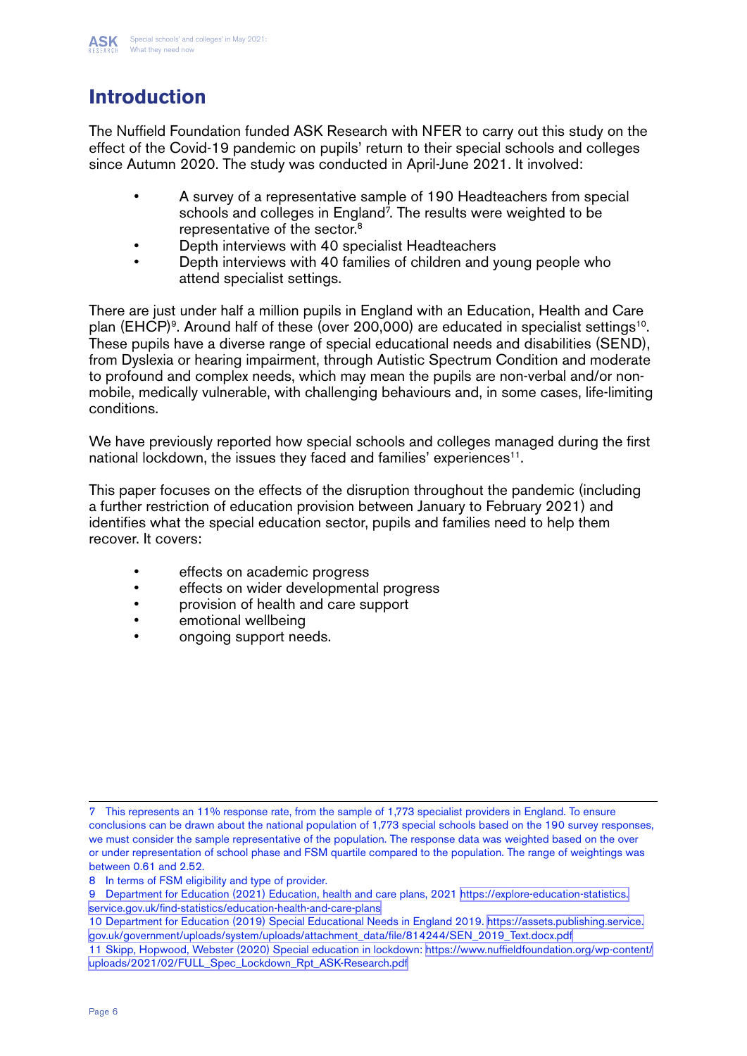## Introduction

The Nuffield Foundation funded ASK Research with NFER to carry out this study on the effect of the Covid-19 pandemic on pupils' return to their special schools and colleges since Autumn 2020. The study was conducted in April-June 2021. It involved:

- A survey of a representative sample of 190 Headteachers from special schools and colleges in England[7]. The results were weighted to be representative of the sector.[8]
- Depth interviews with 40 specialist Headteachers
- Depth interviews with 40 families of children and young people who attend specialist settings.

There are just under half a million pupils in England with an Education, Health and Care plan (EHCP)[9]. Around half of these (over 200,000) are educated in specialist settings[10]. These pupils have a diverse range of special educational needs and disabilities (SEND), from Dyslexia or hearing impairment, through Autistic Spectrum Condition and moderate to profound and complex needs, which may mean the pupils are non-verbal and/or non-mobile, medically vulnerable, with challenging behaviours and, in some cases, life-limiting conditions.

We have previously reported how special schools and colleges managed during the first national lockdown, the issues they faced and families' experiences[11].

This paper focuses on the effects of the disruption throughout the pandemic (including a further restriction of education provision between January to February 2021) and identifies what the special education sector, pupils and families need to help them recover. It covers:

- effects on academic progress
- effects on wider developmental progress
- provision of health and care support
- emotional wellbeing
- ongoing support needs.

---

7 This represents an 11% response rate, from the sample of 1,773 specialist providers in England. To ensure conclusions can be drawn about the national population of 1,773 special schools based on the 190 survey responses, we must consider the sample representative of the population. The response data was weighted based on the over or under representation of school phase and FSM quartile compared to the population. The range of weightings was between 0.61 and 2.52.

8 In terms of FSM eligibility and type of provider.

9 Department for Education (2021) Education, health and care plans, 2021 https://explore-education-statistics.service.gov.uk/find-statistics/education-health-and-care-plans

10 Department for Education (2019) Special Educational Needs in England 2019. https://assets.publishing.service.gov.uk/government/uploads/system/uploads/attachment_data/file/814244/SEN_2019_Text.docx.pdf

11 Skipp, Hopwood, Webster (2020) Special education in lockdown: https://www.nuffieldfoundation.org/wp-content/uploads/2021/02/FULL_Spec_Lockdown_Rpt_ASK-Research.pdf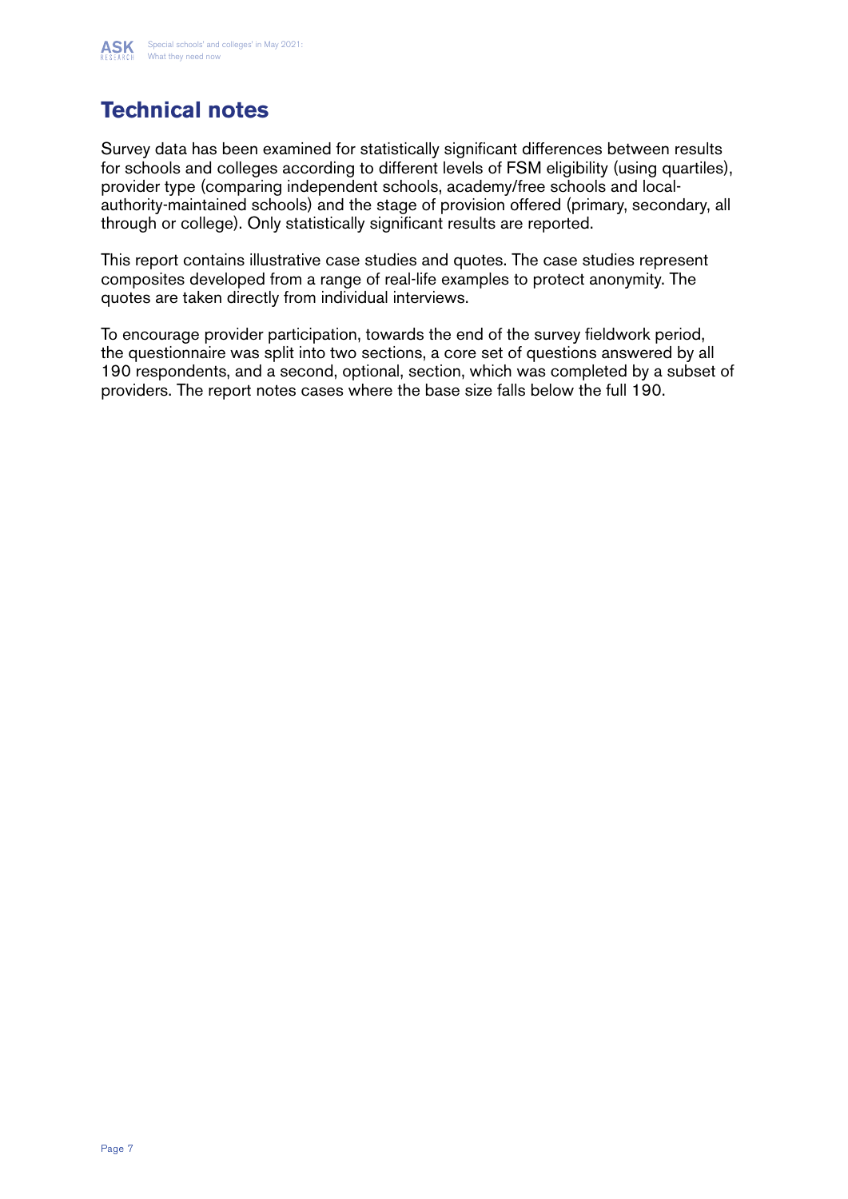# Technical notes

Survey data has been examined for statistically significant differences between results for schools and colleges according to different levels of FSM eligibility (using quartiles), provider type (comparing independent schools, academy/free schools and local-authority-maintained schools) and the stage of provision offered (primary, secondary, all through or college). Only statistically significant results are reported.

This report contains illustrative case studies and quotes. The case studies represent composites developed from a range of real-life examples to protect anonymity. The quotes are taken directly from individual interviews.

To encourage provider participation, towards the end of the survey fieldwork period, the questionnaire was split into two sections, a core set of questions answered by all 190 respondents, and a second, optional, section, which was completed by a subset of providers. The report notes cases where the base size falls below the full 190.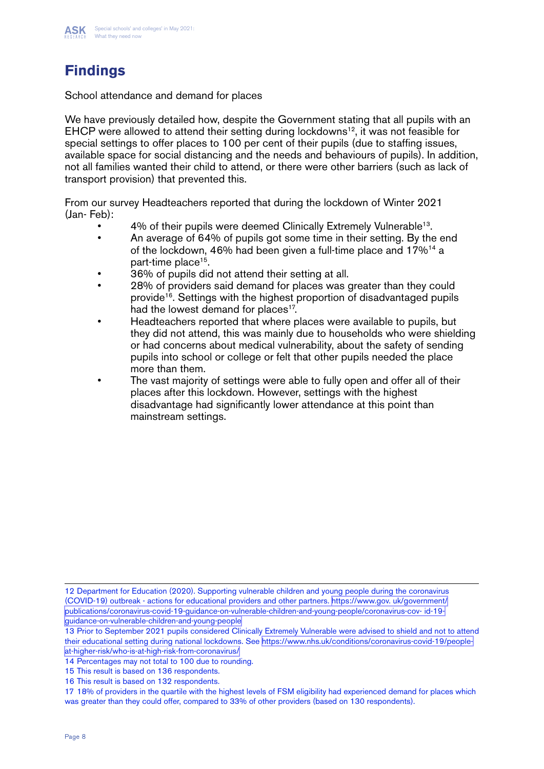# Findings

School attendance and demand for places

We have previously detailed how, despite the Government stating that all pupils with an EHCP were allowed to attend their setting during lockdowns[12], it was not feasible for special settings to offer places to 100 per cent of their pupils (due to staffing issues, available space for social distancing and the needs and behaviours of pupils). In addition, not all families wanted their child to attend, or there were other barriers (such as lack of transport provision) that prevented this.

From our survey Headteachers reported that during the lockdown of Winter 2021 (Jan- Feb):

- 4% of their pupils were deemed Clinically Extremely Vulnerable[13].
- An average of 64% of pupils got some time in their setting. By the end of the lockdown, 46% had been given a full-time place and 17%[14] a part-time place[15].
- 36% of pupils did not attend their setting at all.
- 28% of providers said demand for places was greater than they could provide[16]. Settings with the highest proportion of disadvantaged pupils had the lowest demand for places[17].
- Headteachers reported that where places were available to pupils, but they did not attend, this was mainly due to households who were shielding or had concerns about medical vulnerability, about the safety of sending pupils into school or college or felt that other pupils needed the place more than them.
- The vast majority of settings were able to fully open and offer all of their places after this lockdown. However, settings with the highest disadvantage had significantly lower attendance at this point than mainstream settings.

---

12 Department for Education (2020). Supporting vulnerable children and young people during the coronavirus (COVID-19) outbreak - actions for educational providers and other partners. https://www.gov. uk/government/publications/coronavirus-covid-19-guidance-on-vulnerable-children-and-young-people/coronavirus-cov- id-19-guidance-on-vulnerable-children-and-young-people

13 Prior to September 2021 pupils considered Clinically Extremely Vulnerable were advised to shield and not to attend their educational setting during national lockdowns. See https://www.nhs.uk/conditions/coronavirus-covid-19/people-at-higher-risk/who-is-at-high-risk-from-coronavirus/

14 Percentages may not total to 100 due to rounding.

15 This result is based on 136 respondents.

16 This result is based on 132 respondents.

17 18% of providers in the quartile with the highest levels of FSM eligibility had experienced demand for places which was greater than they could offer, compared to 33% of other providers (based on 130 respondents).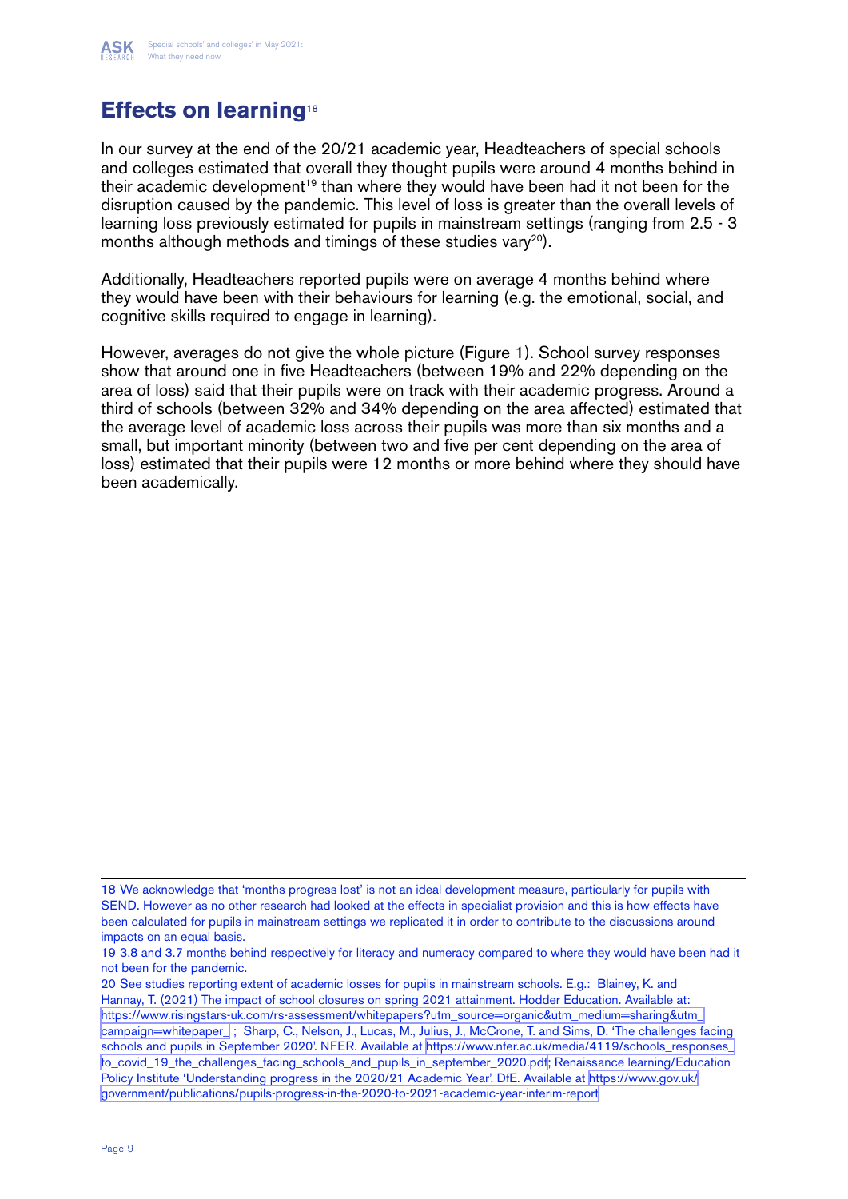## Effects on learning[18]

In our survey at the end of the 20/21 academic year, Headteachers of special schools and colleges estimated that overall they thought pupils were around 4 months behind in their academic development[19] than where they would have been had it not been for the disruption caused by the pandemic. This level of loss is greater than the overall levels of learning loss previously estimated for pupils in mainstream settings (ranging from 2.5 - 3 months although methods and timings of these studies vary[20]).

Additionally, Headteachers reported pupils were on average 4 months behind where they would have been with their behaviours for learning (e.g. the emotional, social, and cognitive skills required to engage in learning).

However, averages do not give the whole picture (Figure 1). School survey responses show that around one in five Headteachers (between 19% and 22% depending on the area of loss) said that their pupils were on track with their academic progress. Around a third of schools (between 32% and 34% depending on the area affected) estimated that the average level of academic loss across their pupils was more than six months and a small, but important minority (between two and five per cent depending on the area of loss) estimated that their pupils were 12 months or more behind where they should have been academically.

---

18 We acknowledge that 'months progress lost' is not an ideal development measure, particularly for pupils with SEND. However as no other research had looked at the effects in specialist provision and this is how effects have been calculated for pupils in mainstream settings we replicated it in order to contribute to the discussions around impacts on an equal basis.

19 3.8 and 3.7 months behind respectively for literacy and numeracy compared to where they would have been had it not been for the pandemic.

20 See studies reporting extent of academic losses for pupils in mainstream schools. E.g.: Blainey, K. and Hannay, T. (2021) The impact of school closures on spring 2021 attainment. Hodder Education. Available at: https://www.risingstars-uk.com/rs-assessment/whitepapers?utm_source=organic&utm_medium=sharing&utm_campaign=whitepaper_ ; Sharp, C., Nelson, J., Lucas, M., Julius, J., McCrone, T. and Sims, D. 'The challenges facing schools and pupils in September 2020'. NFER. Available at https://www.nfer.ac.uk/media/4119/schools_responses_to_covid_19_the_challenges_facing_schools_and_pupils_in_september_2020.pdf; Renaissance learning/Education Policy Institute 'Understanding progress in the 2020/21 Academic Year'. DfE. Available at https://www.gov.uk/government/publications/pupils-progress-in-the-2020-to-2021-academic-year-interim-report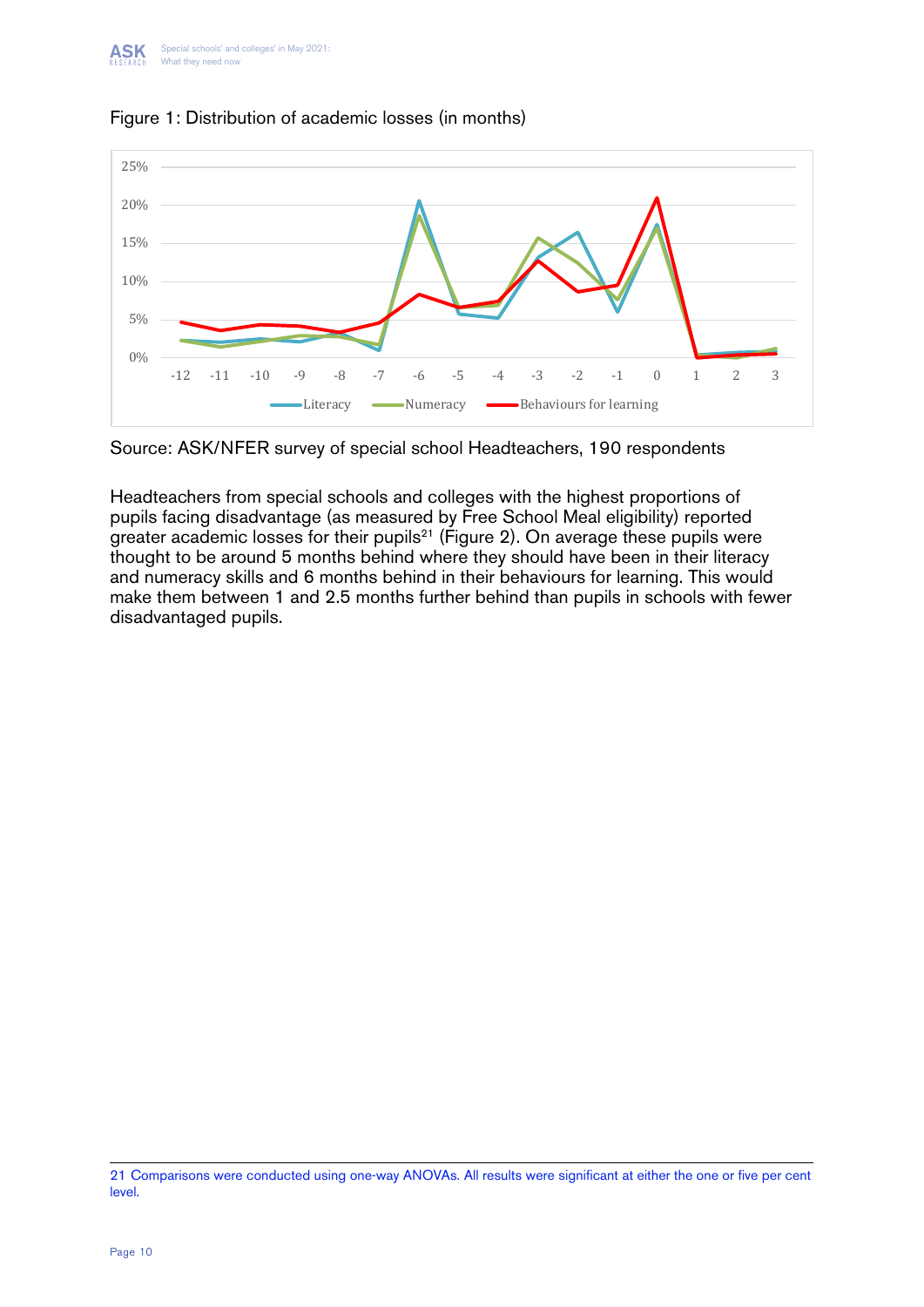Figure 1: Distribution of academic losses (in months)

Source: ASK/NFER survey of special school Headteachers, 190 respondents

Headteachers from special schools and colleges with the highest proportions of pupils facing disadvantage (as measured by Free School Meal eligibility) reported greater academic losses for their pupils[21] (Figure 2). On average these pupils were thought to be around 5 months behind where they should have been in their literacy and numeracy skills and 6 months behind in their behaviours for learning. This would make them between 1 and 2.5 months further behind than pupils in schools with fewer disadvantaged pupils.

21 Comparisons were conducted using one-way ANOVAs. All results were significant at either the one or five per cent level.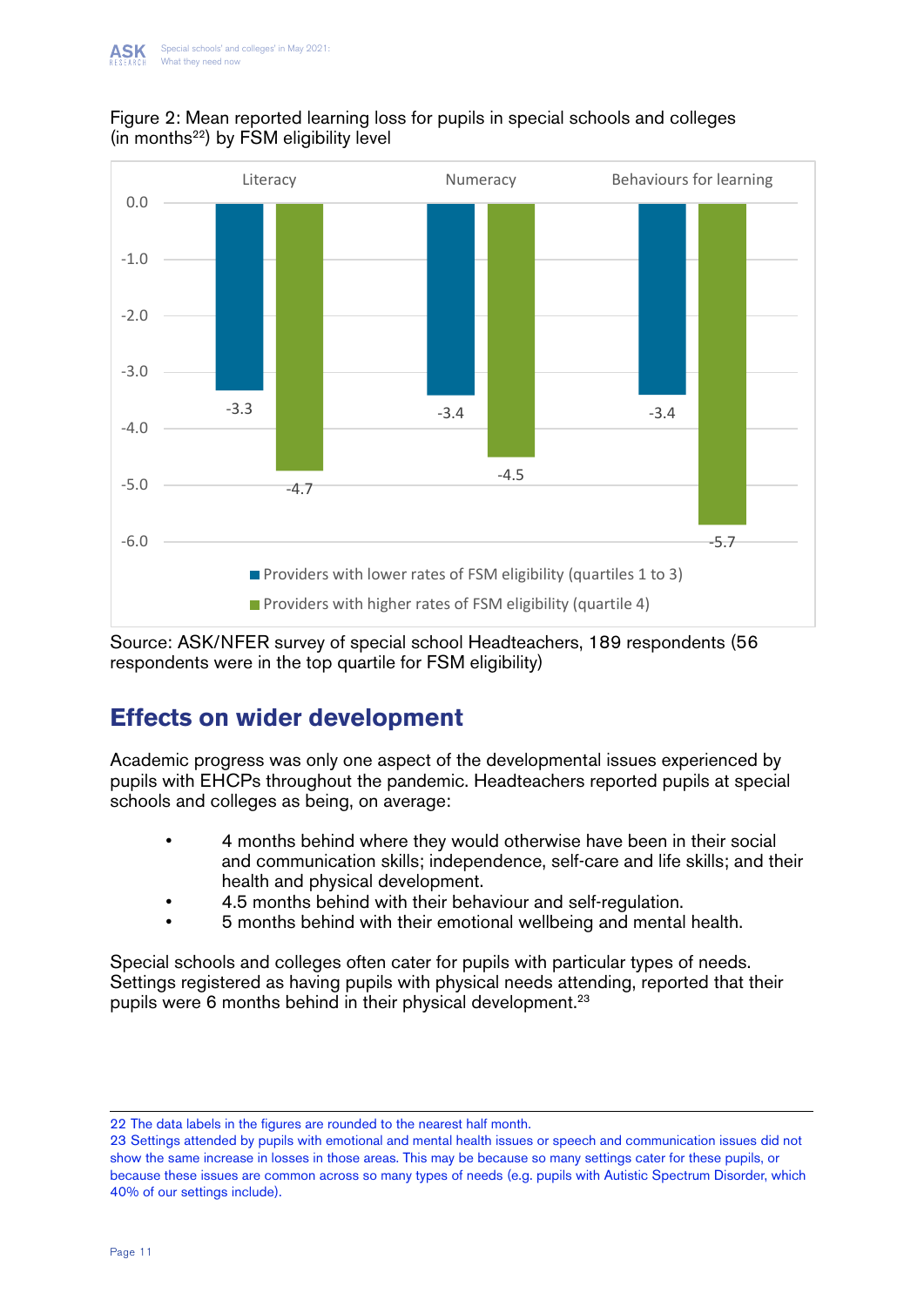Figure 2: Mean reported learning loss for pupils in special schools and colleges (in months[22]) by FSM eligibility level

| | Literacy | Numeracy | Behaviours for learning |
|---|---|---|---|
| Providers with lower rates of FSM eligibility (quartiles 1 to 3) | -3.3 | -3.4 | -3.4 |
| Providers with higher rates of FSM eligibility (quartile 4) | -4.7 | -4.5 | -5.7 |

Source: ASK/NFER survey of special school Headteachers, 189 respondents (56 respondents were in the top quartile for FSM eligibility)

## Effects on wider development

Academic progress was only one aspect of the developmental issues experienced by pupils with EHCPs throughout the pandemic. Headteachers reported pupils at special schools and colleges as being, on average:

- 4 months behind where they would otherwise have been in their social and communication skills; independence, self-care and life skills; and their health and physical development.
- 4.5 months behind with their behaviour and self-regulation.
- 5 months behind with their emotional wellbeing and mental health.

Special schools and colleges often cater for pupils with particular types of needs. Settings registered as having pupils with physical needs attending, reported that their pupils were 6 months behind in their physical development.[23]

---

22 The data labels in the figures are rounded to the nearest half month.

23 Settings attended by pupils with emotional and mental health issues or speech and communication issues did not show the same increase in losses in those areas. This may be because so many settings cater for these pupils, or because these issues are common across so many types of needs (e.g. pupils with Autistic Spectrum Disorder, which 40% of our settings include).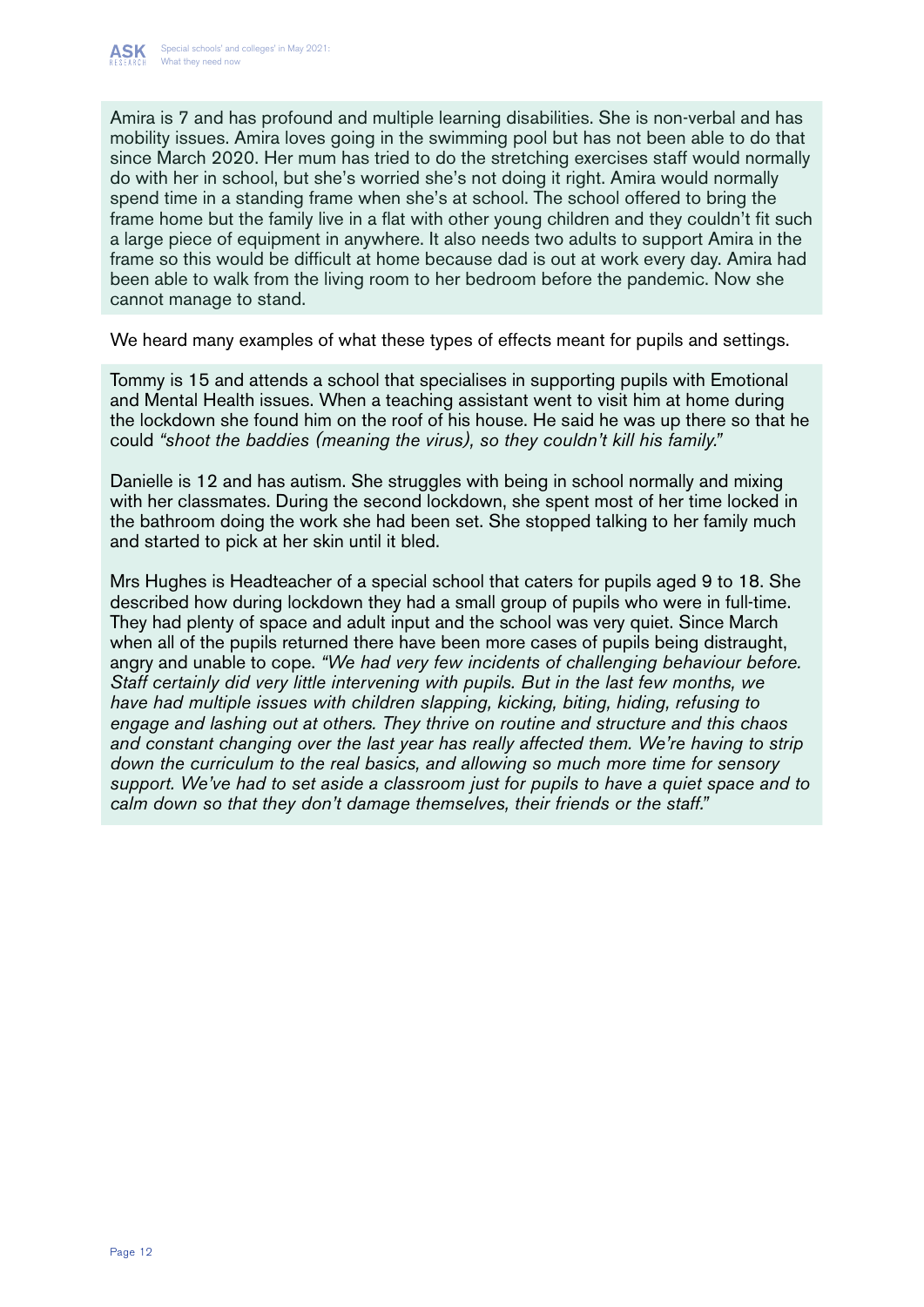Amira is 7 and has profound and multiple learning disabilities. She is non-verbal and has mobility issues. Amira loves going in the swimming pool but has not been able to do that since March 2020. Her mum has tried to do the stretching exercises staff would normally do with her in school, but she's worried she's not doing it right. Amira would normally spend time in a standing frame when she's at school. The school offered to bring the frame home but the family live in a flat with other young children and they couldn't fit such a large piece of equipment in anywhere. It also needs two adults to support Amira in the frame so this would be difficult at home because dad is out at work every day. Amira had been able to walk from the living room to her bedroom before the pandemic. Now she cannot manage to stand.

We heard many examples of what these types of effects meant for pupils and settings.

Tommy is 15 and attends a school that specialises in supporting pupils with Emotional and Mental Health issues. When a teaching assistant went to visit him at home during the lockdown she found him on the roof of his house. He said he was up there so that he could *"shoot the baddies (meaning the virus), so they couldn't kill his family."*

Danielle is 12 and has autism. She struggles with being in school normally and mixing with her classmates. During the second lockdown, she spent most of her time locked in the bathroom doing the work she had been set. She stopped talking to her family much and started to pick at her skin until it bled.

Mrs Hughes is Headteacher of a special school that caters for pupils aged 9 to 18. She described how during lockdown they had a small group of pupils who were in full-time. They had plenty of space and adult input and the school was very quiet. Since March when all of the pupils returned there have been more cases of pupils being distraught, angry and unable to cope. *"We had very few incidents of challenging behaviour before. Staff certainly did very little intervening with pupils. But in the last few months, we have had multiple issues with children slapping, kicking, biting, hiding, refusing to engage and lashing out at others. They thrive on routine and structure and this chaos and constant changing over the last year has really affected them. We're having to strip down the curriculum to the real basics, and allowing so much more time for sensory support. We've had to set aside a classroom just for pupils to have a quiet space and to calm down so that they don't damage themselves, their friends or the staff."*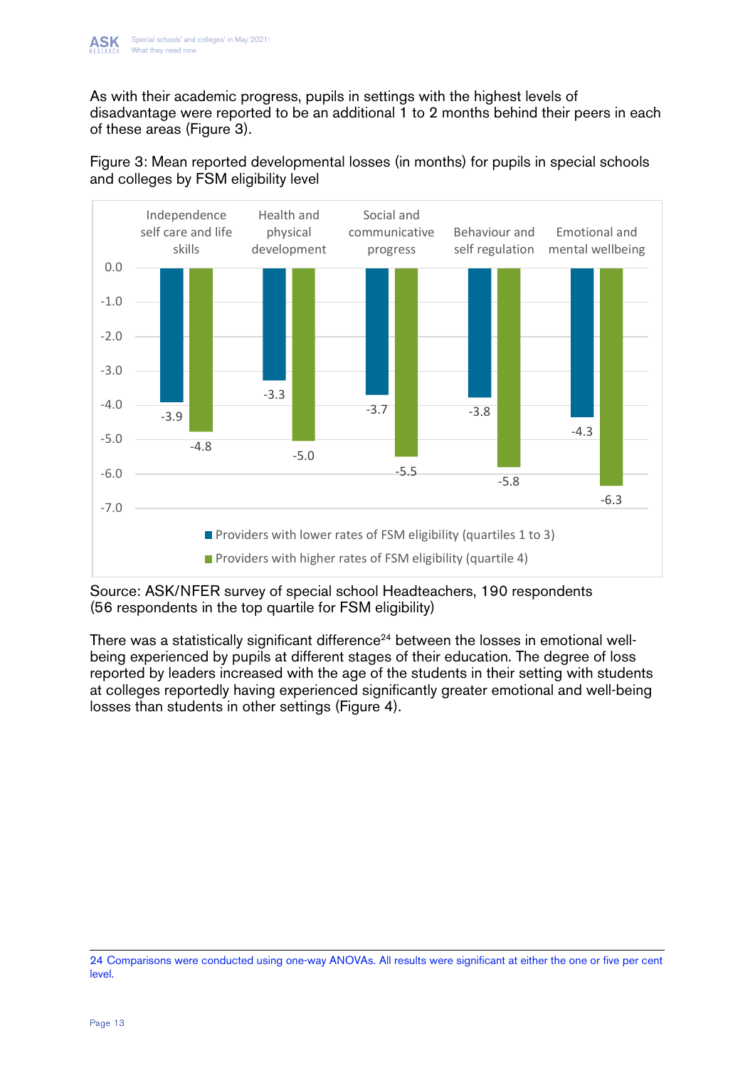As with their academic progress, pupils in settings with the highest levels of disadvantage were reported to be an additional 1 to 2 months behind their peers in each of these areas (Figure 3).

Figure 3: Mean reported developmental losses (in months) for pupils in special schools and colleges by FSM eligibility level

| | Independence self care and life skills | Health and physical development | Social and communicative progress | Behaviour and self regulation | Emotional and mental wellbeing |
|---|---|---|---|---|---|
| Providers with lower rates of FSM eligibility (quartiles 1 to 3) | -3.9 | -3.3 | -3.7 | -3.8 | -4.3 |
| Providers with higher rates of FSM eligibility (quartile 4) | -4.8 | -5.0 | -5.5 | -5.8 | -6.3 |

Source: ASK/NFER survey of special school Headteachers, 190 respondents (56 respondents in the top quartile for FSM eligibility)

There was a statistically significant difference[24] between the losses in emotional well-being experienced by pupils at different stages of their education. The degree of loss reported by leaders increased with the age of the students in their setting with students at colleges reportedly having experienced significantly greater emotional and well-being losses than students in other settings (Figure 4).

---

24 Comparisons were conducted using one-way ANOVAs. All results were significant at either the one or five per cent level.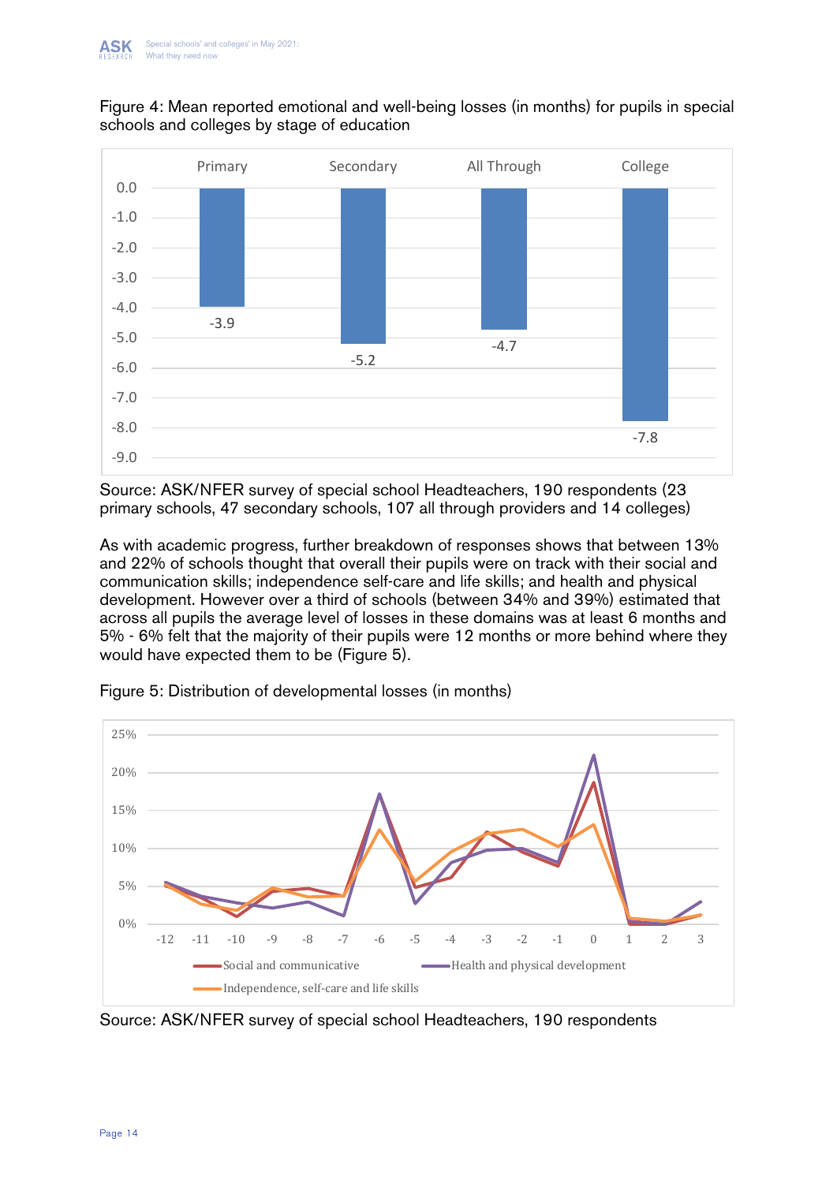Figure 4: Mean reported emotional and well-being losses (in months) for pupils in special schools and colleges by stage of education

| Stage | Mean losses (months) |
|---|---|
| Primary | -3.9 |
| Secondary | -5.2 |
| All Through | -4.7 |
| College | -7.8 |

Source: ASK/NFER survey of special school Headteachers, 190 respondents (23 primary schools, 47 secondary schools, 107 all through providers and 14 colleges)

As with academic progress, further breakdown of responses shows that between 13% and 22% of schools thought that overall their pupils were on track with their social and communication skills; independence self-care and life skills; and health and physical development. However over a third of schools (between 34% and 39%) estimated that across all pupils the average level of losses in these domains was at least 6 months and 5% - 6% felt that the majority of their pupils were 12 months or more behind where they would have expected them to be (Figure 5).

Figure 5: Distribution of developmental losses (in months)

Source: ASK/NFER survey of special school Headteachers, 190 respondents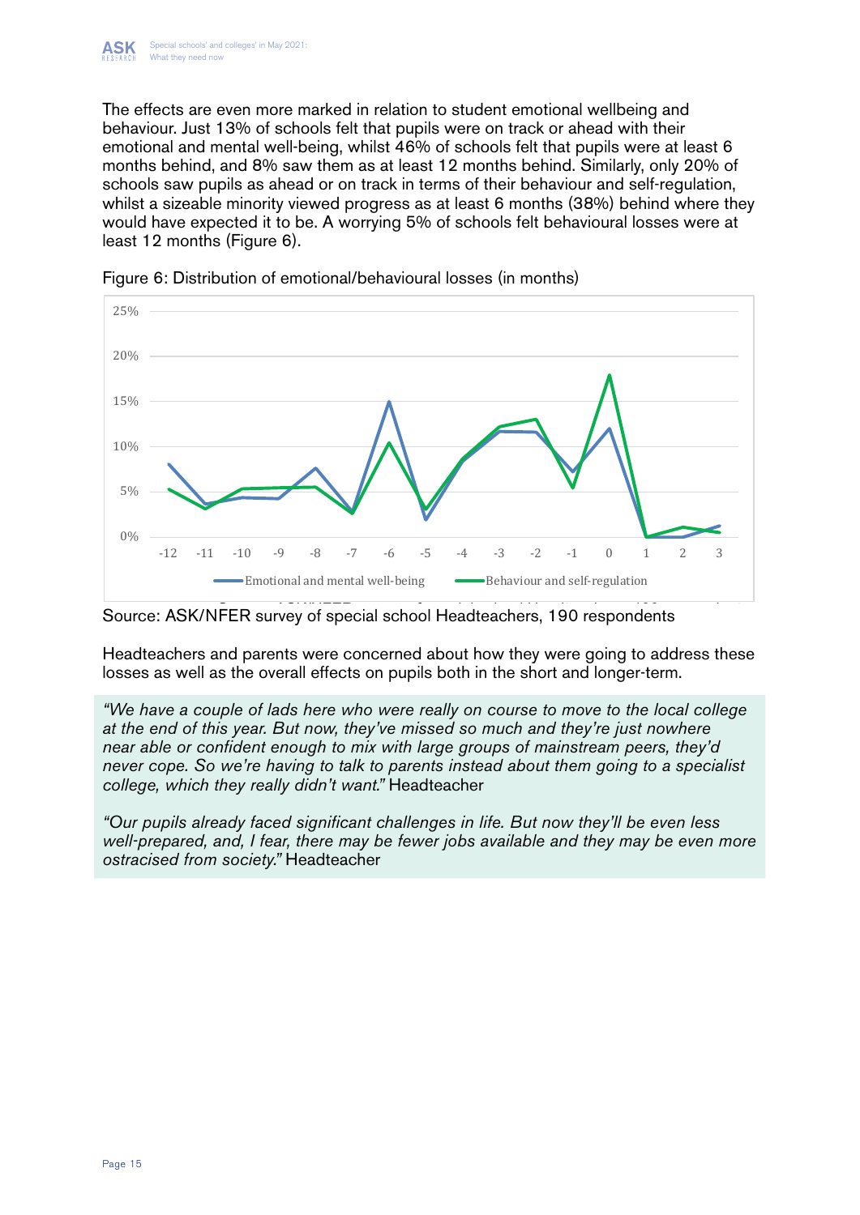The effects are even more marked in relation to student emotional wellbeing and behaviour. Just 13% of schools felt that pupils were on track or ahead with their emotional and mental well-being, whilst 46% of schools felt that pupils were at least 6 months behind, and 8% saw them as at least 12 months behind. Similarly, only 20% of schools saw pupils as ahead or on track in terms of their behaviour and self-regulation, whilst a sizeable minority viewed progress as at least 6 months (38%) behind where they would have expected it to be. A worrying 5% of schools felt behavioural losses were at least 12 months (Figure 6).

Figure 6: Distribution of emotional/behavioural losses (in months)

Source: ASK/NFER survey of special school Headteachers, 190 respondents

Headteachers and parents were concerned about how they were going to address these losses as well as the overall effects on pupils both in the short and longer-term.

> *"We have a couple of lads here who were really on course to move to the local college at the end of this year. But now, they've missed so much and they're just nowhere near able or confident enough to mix with large groups of mainstream peers, they'd never cope. So we're having to talk to parents instead about them going to a specialist college, which they really didn't want."* Headteacher
>
> *"Our pupils already faced significant challenges in life. But now they'll be even less well-prepared, and, I fear, there may be fewer jobs available and they may be even more ostracised from society."* Headteacher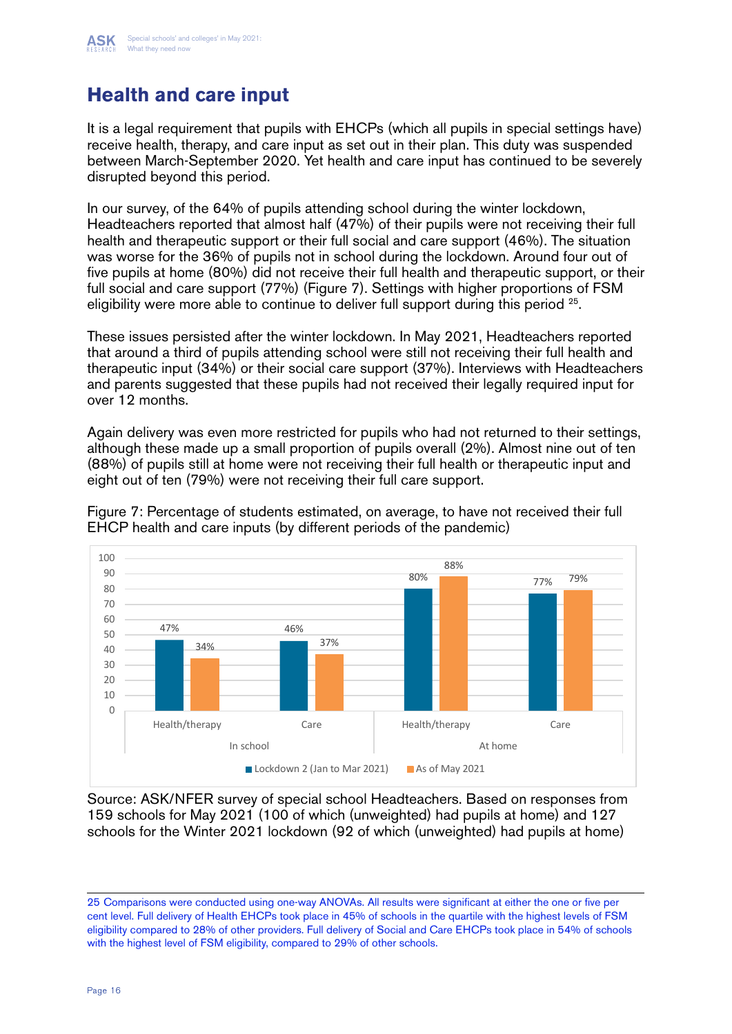# Health and care input

It is a legal requirement that pupils with EHCPs (which all pupils in special settings have) receive health, therapy, and care input as set out in their plan. This duty was suspended between March-September 2020. Yet health and care input has continued to be severely disrupted beyond this period.

In our survey, of the 64% of pupils attending school during the winter lockdown, Headteachers reported that almost half (47%) of their pupils were not receiving their full health and therapeutic support or their full social and care support (46%). The situation was worse for the 36% of pupils not in school during the lockdown. Around four out of five pupils at home (80%) did not receive their full health and therapeutic support, or their full social and care support (77%) (Figure 7). Settings with higher proportions of FSM eligibility were more able to continue to deliver full support during this period [25].

These issues persisted after the winter lockdown. In May 2021, Headteachers reported that around a third of pupils attending school were still not receiving their full health and therapeutic input (34%) or their social care support (37%). Interviews with Headteachers and parents suggested that these pupils had not received their legally required input for over 12 months.

Again delivery was even more restricted for pupils who had not returned to their settings, although these made up a small proportion of pupils overall (2%). Almost nine out of ten (88%) of pupils still at home were not receiving their full health or therapeutic input and eight out of ten (79%) were not receiving their full care support.

Figure 7: Percentage of students estimated, on average, to have not received their full EHCP health and care inputs (by different periods of the pandemic)

| | In school: Health/therapy | In school: Care | At home: Health/therapy | At home: Care |
|---|---|---|---|---|
| Lockdown 2 (Jan to Mar 2021) | 47% | 46% | 80% | 77% |
| As of May 2021 | 34% | 37% | 88% | 79% |

Source: ASK/NFER survey of special school Headteachers. Based on responses from 159 schools for May 2021 (100 of which (unweighted) had pupils at home) and 127 schools for the Winter 2021 lockdown (92 of which (unweighted) had pupils at home)

25 Comparisons were conducted using one-way ANOVAs. All results were significant at either the one or five per cent level. Full delivery of Health EHCPs took place in 45% of schools in the quartile with the highest levels of FSM eligibility compared to 28% of other providers. Full delivery of Social and Care EHCPs took place in 54% of schools with the highest level of FSM eligibility, compared to 29% of other schools.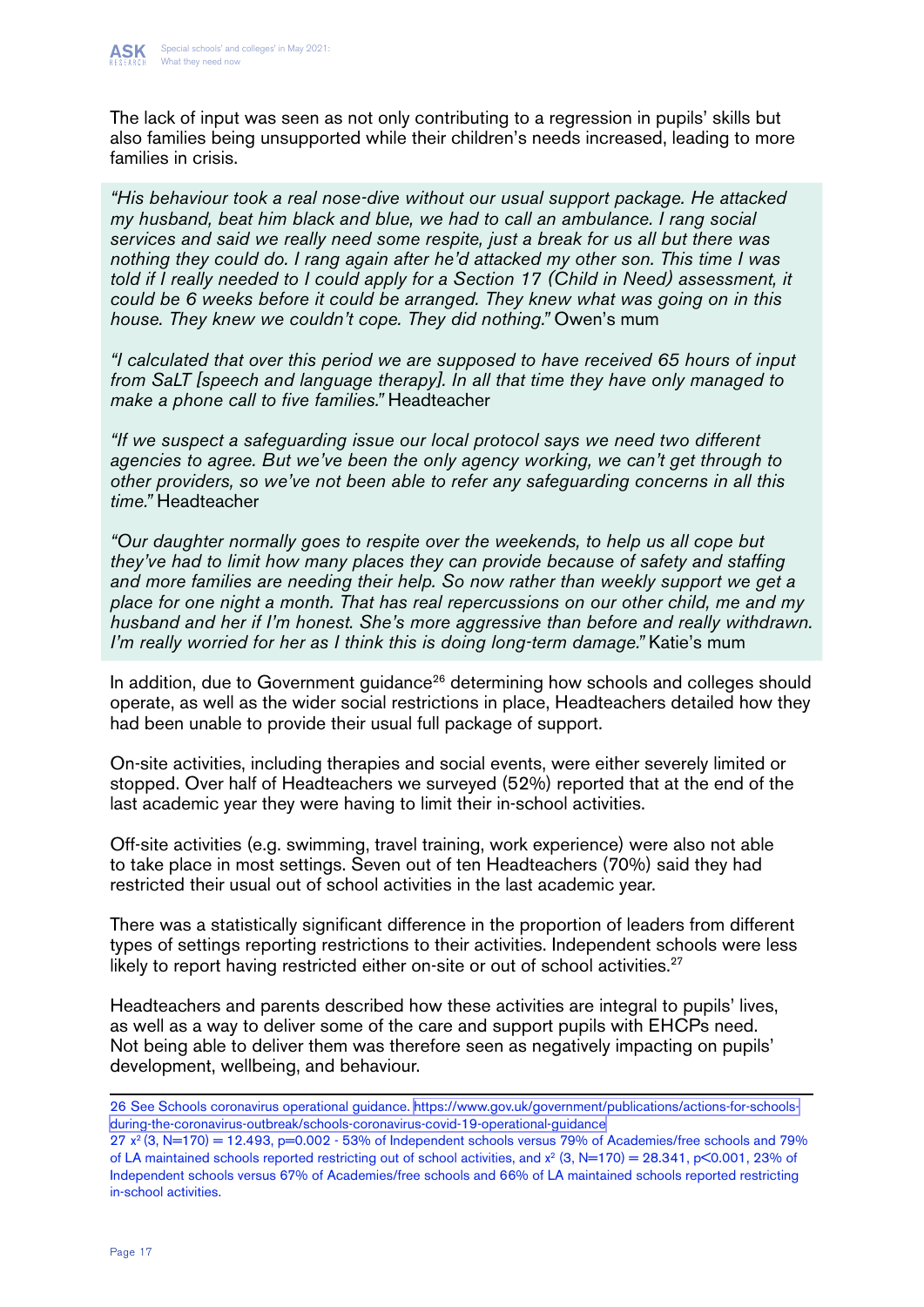The lack of input was seen as not only contributing to a regression in pupils' skills but also families being unsupported while their children's needs increased, leading to more families in crisis.

> *"His behaviour took a real nose-dive without our usual support package. He attacked my husband, beat him black and blue, we had to call an ambulance. I rang social services and said we really need some respite, just a break for us all but there was nothing they could do. I rang again after he'd attacked my other son. This time I was told if I really needed to I could apply for a Section 17 (Child in Need) assessment, it could be 6 weeks before it could be arranged. They knew what was going on in this house. They knew we couldn't cope. They did nothing."* Owen's mum
>
> *"I calculated that over this period we are supposed to have received 65 hours of input from SaLT [speech and language therapy]. In all that time they have only managed to make a phone call to five families."* Headteacher
>
> *"If we suspect a safeguarding issue our local protocol says we need two different agencies to agree. But we've been the only agency working, we can't get through to other providers, so we've not been able to refer any safeguarding concerns in all this time."* Headteacher
>
> *"Our daughter normally goes to respite over the weekends, to help us all cope but they've had to limit how many places they can provide because of safety and staffing and more families are needing their help. So now rather than weekly support we get a place for one night a month. That has real repercussions on our other child, me and my husband and her if I'm honest. She's more aggressive than before and really withdrawn. I'm really worried for her as I think this is doing long-term damage."* Katie's mum

In addition, due to Government guidance[26] determining how schools and colleges should operate, as well as the wider social restrictions in place, Headteachers detailed how they had been unable to provide their usual full package of support.

On-site activities, including therapies and social events, were either severely limited or stopped. Over half of Headteachers we surveyed (52%) reported that at the end of the last academic year they were having to limit their in-school activities.

Off-site activities (e.g. swimming, travel training, work experience) were also not able to take place in most settings. Seven out of ten Headteachers (70%) said they had restricted their usual out of school activities in the last academic year.

There was a statistically significant difference in the proportion of leaders from different types of settings reporting restrictions to their activities. Independent schools were less likely to report having restricted either on-site or out of school activities.[27]

Headteachers and parents described how these activities are integral to pupils' lives, as well as a way to deliver some of the care and support pupils with EHCPs need. Not being able to deliver them was therefore seen as negatively impacting on pupils' development, wellbeing, and behaviour.

---

26 See Schools coronavirus operational guidance. https://www.gov.uk/government/publications/actions-for-schools-during-the-coronavirus-outbreak/schools-coronavirus-covid-19-operational-guidance

27 $x^2$ (3, N=170) = 12.493, p=0.002 - 53% of Independent schools versus 79% of Academies/free schools and 79% of LA maintained schools reported restricting out of school activities, and $x^2$ (3, N=170) = 28.341, p<0.001, 23% of Independent schools versus 67% of Academies/free schools and 66% of LA maintained schools reported restricting in-school activities.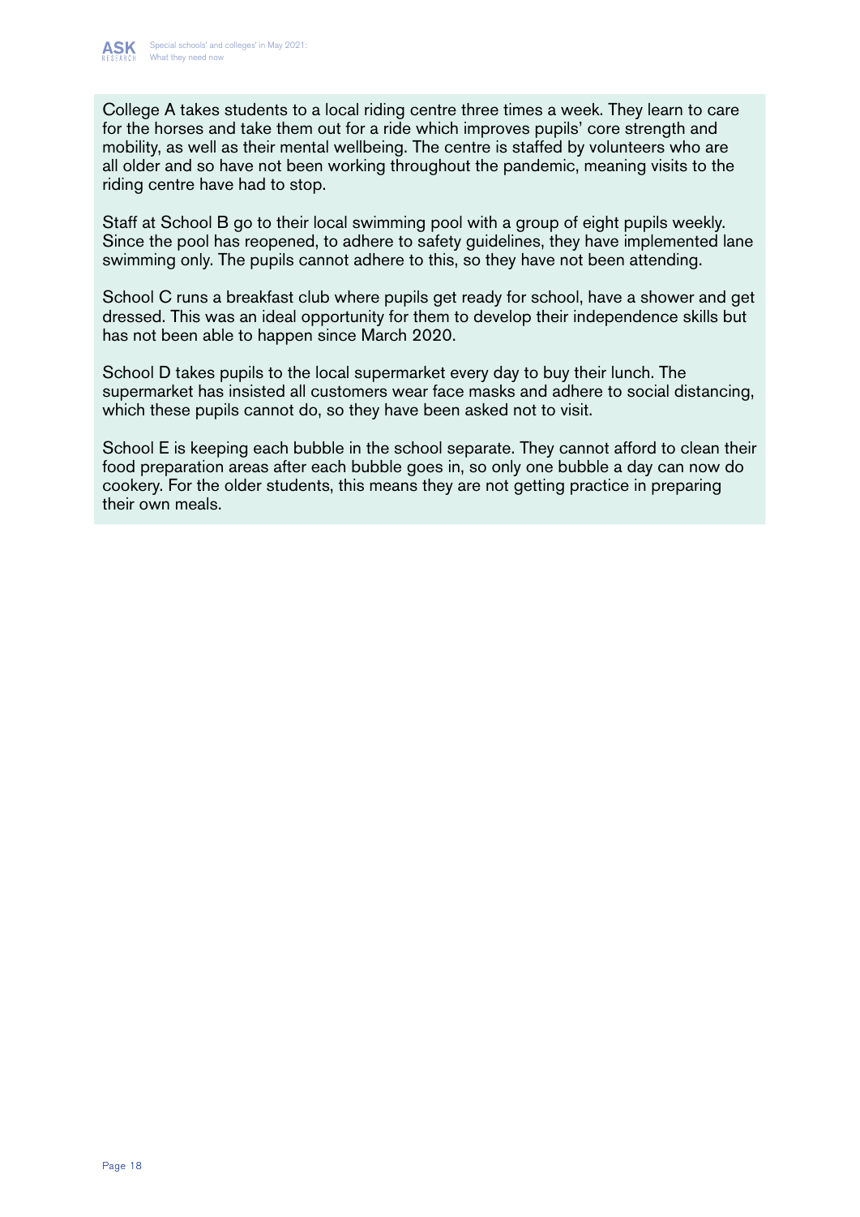College A takes students to a local riding centre three times a week. They learn to care for the horses and take them out for a ride which improves pupils' core strength and mobility, as well as their mental wellbeing. The centre is staffed by volunteers who are all older and so have not been working throughout the pandemic, meaning visits to the riding centre have had to stop.

Staff at School B go to their local swimming pool with a group of eight pupils weekly. Since the pool has reopened, to adhere to safety guidelines, they have implemented lane swimming only. The pupils cannot adhere to this, so they have not been attending.

School C runs a breakfast club where pupils get ready for school, have a shower and get dressed. This was an ideal opportunity for them to develop their independence skills but has not been able to happen since March 2020.

School D takes pupils to the local supermarket every day to buy their lunch. The supermarket has insisted all customers wear face masks and adhere to social distancing, which these pupils cannot do, so they have been asked not to visit.

School E is keeping each bubble in the school separate. They cannot afford to clean their food preparation areas after each bubble goes in, so only one bubble a day can now do cookery. For the older students, this means they are not getting practice in preparing their own meals.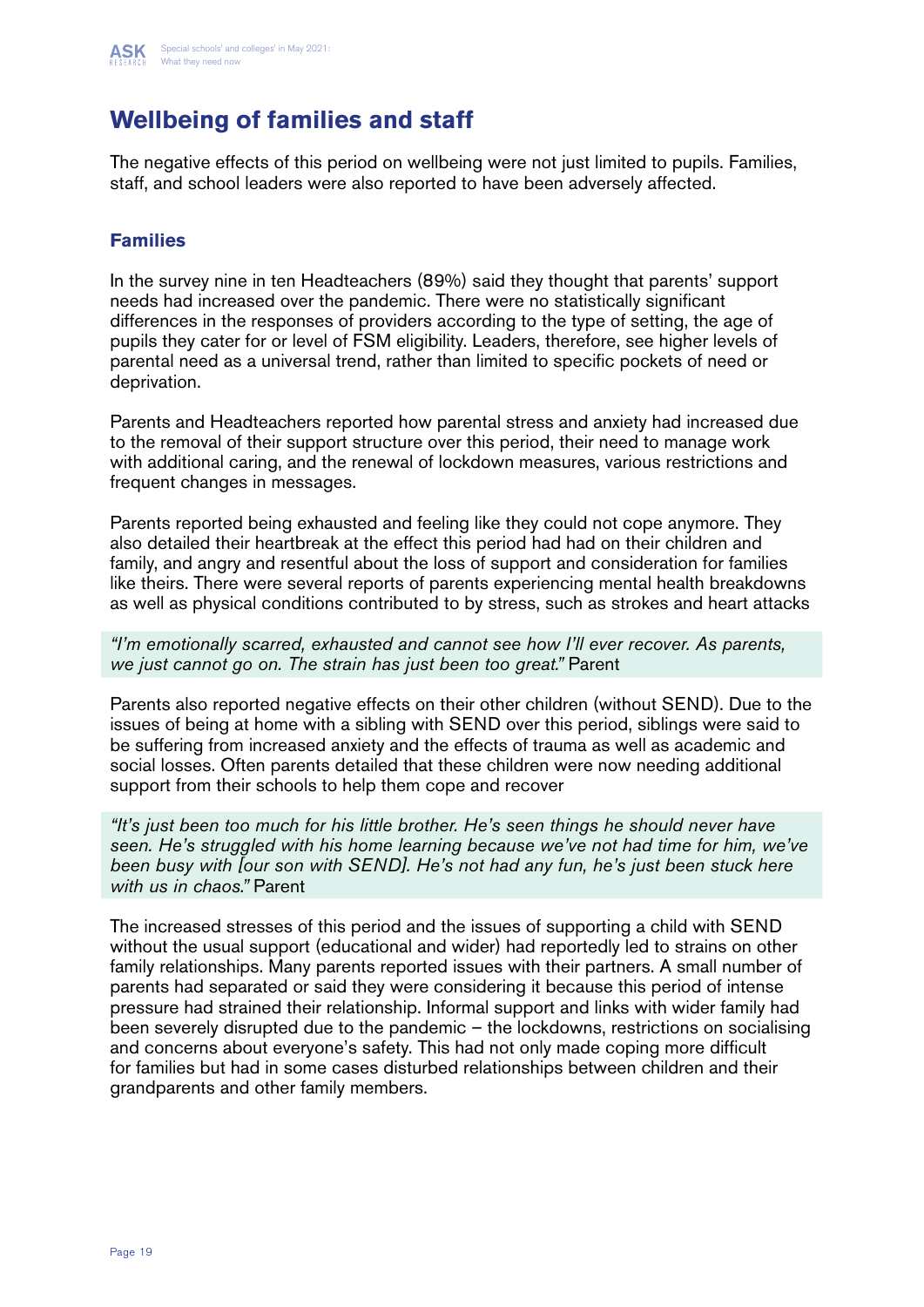## Wellbeing of families and staff

The negative effects of this period on wellbeing were not just limited to pupils. Families, staff, and school leaders were also reported to have been adversely affected.

### Families

In the survey nine in ten Headteachers (89%) said they thought that parents' support needs had increased over the pandemic. There were no statistically significant differences in the responses of providers according to the type of setting, the age of pupils they cater for or level of FSM eligibility. Leaders, therefore, see higher levels of parental need as a universal trend, rather than limited to specific pockets of need or deprivation.

Parents and Headteachers reported how parental stress and anxiety had increased due to the removal of their support structure over this period, their need to manage work with additional caring, and the renewal of lockdown measures, various restrictions and frequent changes in messages.

Parents reported being exhausted and feeling like they could not cope anymore. They also detailed their heartbreak at the effect this period had had on their children and family, and angry and resentful about the loss of support and consideration for families like theirs. There were several reports of parents experiencing mental health breakdowns as well as physical conditions contributed to by stress, such as strokes and heart attacks

> *"I'm emotionally scarred, exhausted and cannot see how I'll ever recover. As parents, we just cannot go on. The strain has just been too great."* Parent

Parents also reported negative effects on their other children (without SEND). Due to the issues of being at home with a sibling with SEND over this period, siblings were said to be suffering from increased anxiety and the effects of trauma as well as academic and social losses. Often parents detailed that these children were now needing additional support from their schools to help them cope and recover

> *"It's just been too much for his little brother. He's seen things he should never have seen. He's struggled with his home learning because we've not had time for him, we've been busy with [our son with SEND]. He's not had any fun, he's just been stuck here with us in chaos."* Parent

The increased stresses of this period and the issues of supporting a child with SEND without the usual support (educational and wider) had reportedly led to strains on other family relationships. Many parents reported issues with their partners. A small number of parents had separated or said they were considering it because this period of intense pressure had strained their relationship. Informal support and links with wider family had been severely disrupted due to the pandemic – the lockdowns, restrictions on socialising and concerns about everyone's safety. This had not only made coping more difficult for families but had in some cases disturbed relationships between children and their grandparents and other family members.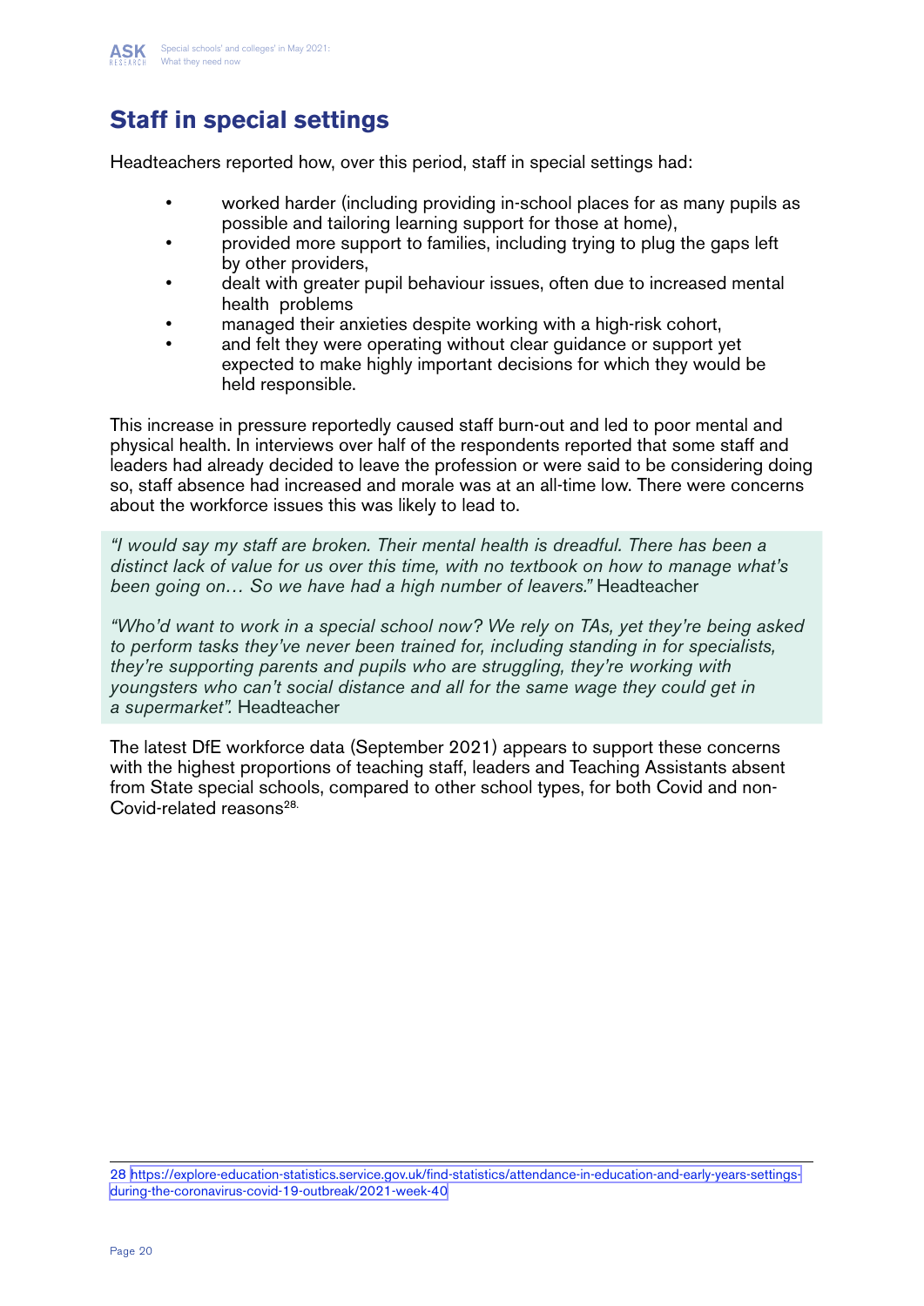## Staff in special settings

Headteachers reported how, over this period, staff in special settings had:

- worked harder (including providing in-school places for as many pupils as possible and tailoring learning support for those at home),
- provided more support to families, including trying to plug the gaps left by other providers,
- dealt with greater pupil behaviour issues, often due to increased mental health problems
- managed their anxieties despite working with a high-risk cohort,
- and felt they were operating without clear guidance or support yet expected to make highly important decisions for which they would be held responsible.

This increase in pressure reportedly caused staff burn-out and led to poor mental and physical health. In interviews over half of the respondents reported that some staff and leaders had already decided to leave the profession or were said to be considering doing so, staff absence had increased and morale was at an all-time low. There were concerns about the workforce issues this was likely to lead to.

> *"I would say my staff are broken. Their mental health is dreadful. There has been a distinct lack of value for us over this time, with no textbook on how to manage what's been going on… So we have had a high number of leavers."* Headteacher
>
> *"Who'd want to work in a special school now? We rely on TAs, yet they're being asked to perform tasks they've never been trained for, including standing in for specialists, they're supporting parents and pupils who are struggling, they're working with youngsters who can't social distance and all for the same wage they could get in a supermarket".* Headteacher

The latest DfE workforce data (September 2021) appears to support these concerns with the highest proportions of teaching staff, leaders and Teaching Assistants absent from State special schools, compared to other school types, for both Covid and non-Covid-related reasons[28].

---

28 https://explore-education-statistics.service.gov.uk/find-statistics/attendance-in-education-and-early-years-settings-during-the-coronavirus-covid-19-outbreak/2021-week-40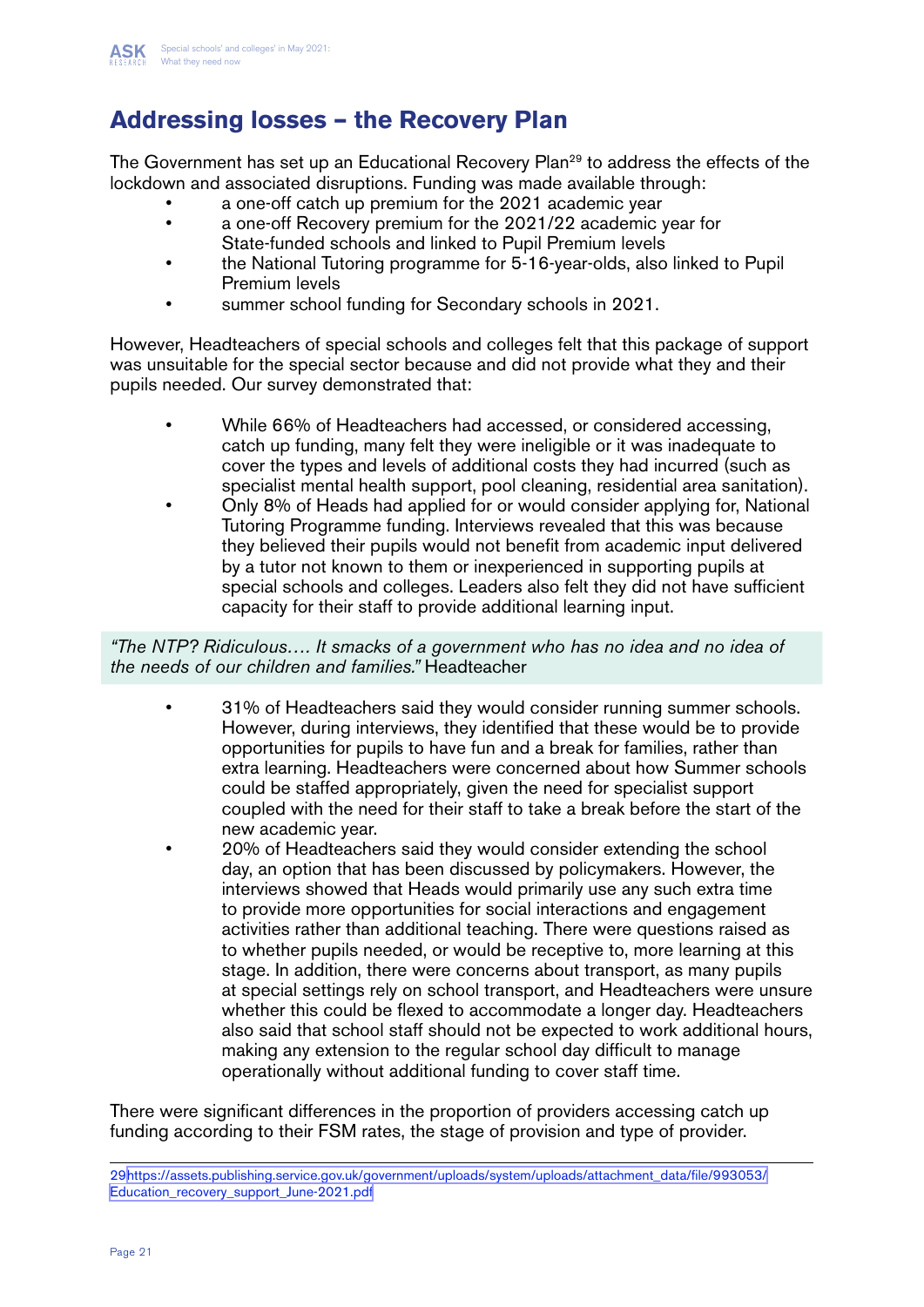## Addressing losses – the Recovery Plan

The Government has set up an Educational Recovery Plan[29] to address the effects of the lockdown and associated disruptions. Funding was made available through:

- a one-off catch up premium for the 2021 academic year
- a one-off Recovery premium for the 2021/22 academic year for State-funded schools and linked to Pupil Premium levels
- the National Tutoring programme for 5-16-year-olds, also linked to Pupil Premium levels
- summer school funding for Secondary schools in 2021.

However, Headteachers of special schools and colleges felt that this package of support was unsuitable for the special sector because and did not provide what they and their pupils needed. Our survey demonstrated that:

- While 66% of Headteachers had accessed, or considered accessing, catch up funding, many felt they were ineligible or it was inadequate to cover the types and levels of additional costs they had incurred (such as specialist mental health support, pool cleaning, residential area sanitation).
- Only 8% of Heads had applied for or would consider applying for, National Tutoring Programme funding. Interviews revealed that this was because they believed their pupils would not benefit from academic input delivered by a tutor not known to them or inexperienced in supporting pupils at special schools and colleges. Leaders also felt they did not have sufficient capacity for their staff to provide additional learning input.

*"The NTP? Ridiculous…. It smacks of a government who has no idea and no idea of the needs of our children and families."* Headteacher

- 31% of Headteachers said they would consider running summer schools. However, during interviews, they identified that these would be to provide opportunities for pupils to have fun and a break for families, rather than extra learning. Headteachers were concerned about how Summer schools could be staffed appropriately, given the need for specialist support coupled with the need for their staff to take a break before the start of the new academic year.
- 20% of Headteachers said they would consider extending the school day, an option that has been discussed by policymakers. However, the interviews showed that Heads would primarily use any such extra time to provide more opportunities for social interactions and engagement activities rather than additional teaching. There were questions raised as to whether pupils needed, or would be receptive to, more learning at this stage. In addition, there were concerns about transport, as many pupils at special settings rely on school transport, and Headteachers were unsure whether this could be flexed to accommodate a longer day. Headteachers also said that school staff should not be expected to work additional hours, making any extension to the regular school day difficult to manage operationally without additional funding to cover staff time.

There were significant differences in the proportion of providers accessing catch up funding according to their FSM rates, the stage of provision and type of provider.

---

29 https://assets.publishing.service.gov.uk/government/uploads/system/uploads/attachment_data/file/993053/Education_recovery_support_June-2021.pdf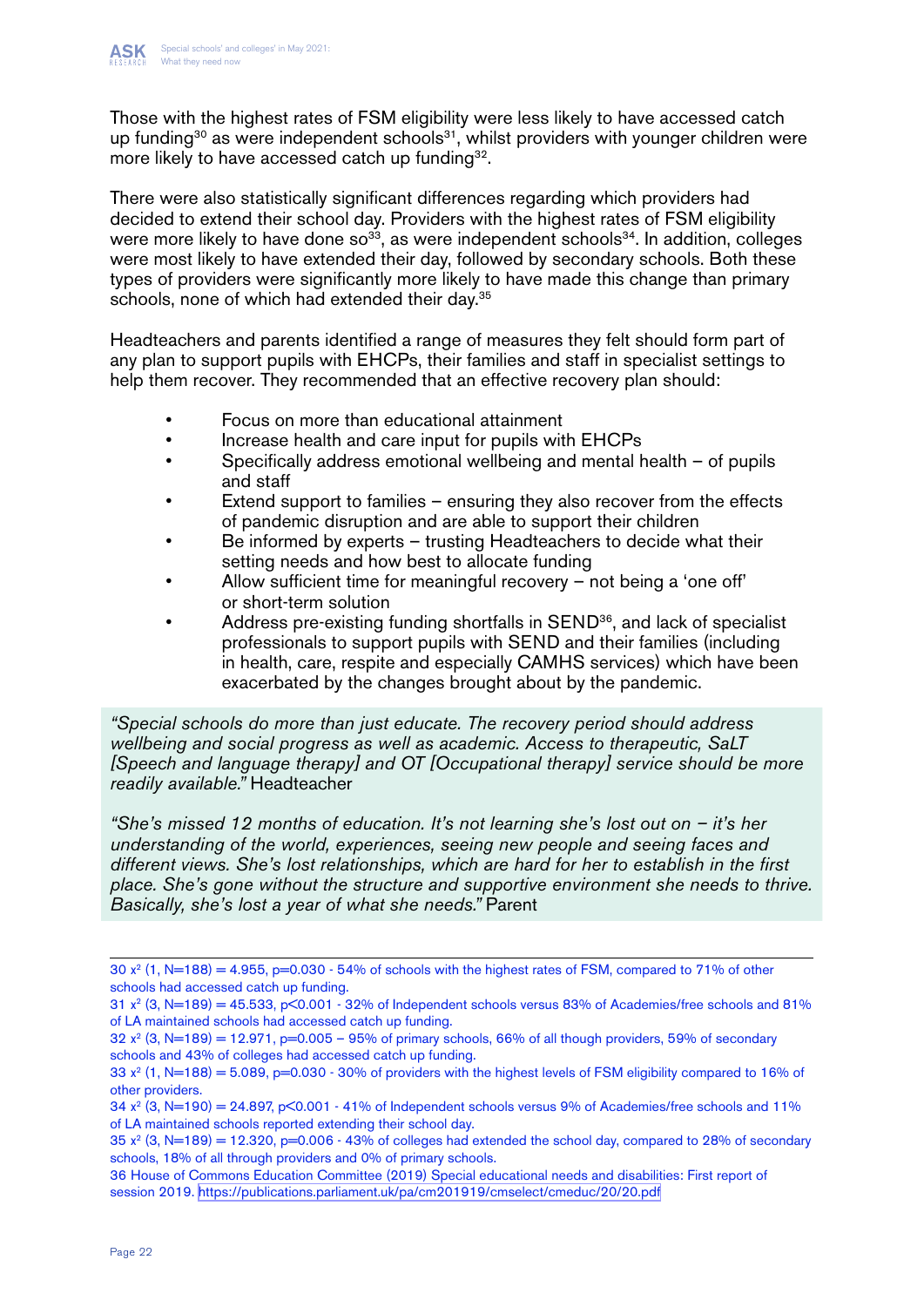Those with the highest rates of FSM eligibility were less likely to have accessed catch up funding[30] as were independent schools[31], whilst providers with younger children were more likely to have accessed catch up funding[32].

There were also statistically significant differences regarding which providers had decided to extend their school day. Providers with the highest rates of FSM eligibility were more likely to have done so[33], as were independent schools[34]. In addition, colleges were most likely to have extended their day, followed by secondary schools. Both these types of providers were significantly more likely to have made this change than primary schools, none of which had extended their day.[35]

Headteachers and parents identified a range of measures they felt should form part of any plan to support pupils with EHCPs, their families and staff in specialist settings to help them recover. They recommended that an effective recovery plan should:

- Focus on more than educational attainment
- Increase health and care input for pupils with EHCPs
- Specifically address emotional wellbeing and mental health – of pupils and staff
- Extend support to families – ensuring they also recover from the effects of pandemic disruption and are able to support their children
- Be informed by experts – trusting Headteachers to decide what their setting needs and how best to allocate funding
- Allow sufficient time for meaningful recovery – not being a 'one off' or short-term solution
- Address pre-existing funding shortfalls in SEND[36], and lack of specialist professionals to support pupils with SEND and their families (including in health, care, respite and especially CAMHS services) which have been exacerbated by the changes brought about by the pandemic.

> *"Special schools do more than just educate. The recovery period should address wellbeing and social progress as well as academic. Access to therapeutic, SaLT [Speech and language therapy] and OT [Occupational therapy] service should be more readily available."* Headteacher
>
> *"She's missed 12 months of education. It's not learning she's lost out on – it's her understanding of the world, experiences, seeing new people and seeing faces and different views. She's lost relationships, which are hard for her to establish in the first place. She's gone without the structure and supportive environment she needs to thrive. Basically, she's lost a year of what she needs."* Parent

---

30 $x^2$ (1, N=188) = 4.955, p=0.030 - 54% of schools with the highest rates of FSM, compared to 71% of other schools had accessed catch up funding.

31 $x^2$ (3, N=189) = 45.533, p<0.001 - 32% of Independent schools versus 83% of Academies/free schools and 81% of LA maintained schools had accessed catch up funding.

32 $x^2$ (3, N=189) = 12.971, p=0.005 – 95% of primary schools, 66% of all though providers, 59% of secondary schools and 43% of colleges had accessed catch up funding.

33 $x^2$ (1, N=188) = 5.089, p=0.030 - 30% of providers with the highest levels of FSM eligibility compared to 16% of other providers.

34 $x^2$ (3, N=190) = 24.897, p<0.001 - 41% of Independent schools versus 9% of Academies/free schools and 11% of LA maintained schools reported extending their school day.

35 $x^2$ (3, N=189) = 12.320, p=0.006 - 43% of colleges had extended the school day, compared to 28% of secondary schools, 18% of all through providers and 0% of primary schools.

36 House of Commons Education Committee (2019) Special educational needs and disabilities: First report of session 2019. https://publications.parliament.uk/pa/cm201919/cmselect/cmeduc/20/20.pdf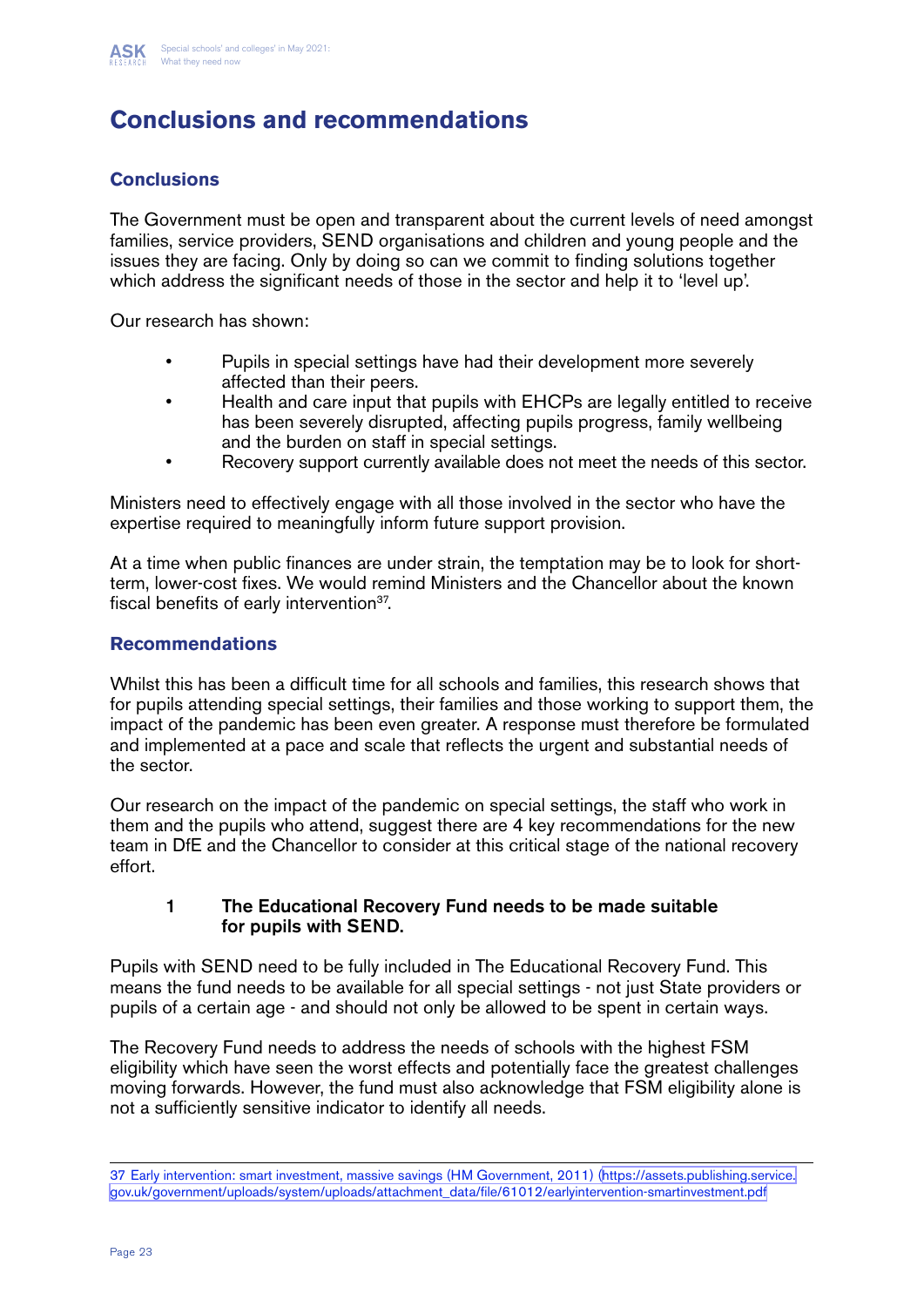# Conclusions and recommendations

## Conclusions

The Government must be open and transparent about the current levels of need amongst families, service providers, SEND organisations and children and young people and the issues they are facing. Only by doing so can we commit to finding solutions together which address the significant needs of those in the sector and help it to 'level up'.

Our research has shown:

- Pupils in special settings have had their development more severely affected than their peers.
- Health and care input that pupils with EHCPs are legally entitled to receive has been severely disrupted, affecting pupils progress, family wellbeing and the burden on staff in special settings.
- Recovery support currently available does not meet the needs of this sector.

Ministers need to effectively engage with all those involved in the sector who have the expertise required to meaningfully inform future support provision.

At a time when public finances are under strain, the temptation may be to look for short-term, lower-cost fixes. We would remind Ministers and the Chancellor about the known fiscal benefits of early intervention[37].

## Recommendations

Whilst this has been a difficult time for all schools and families, this research shows that for pupils attending special settings, their families and those working to support them, the impact of the pandemic has been even greater. A response must therefore be formulated and implemented at a pace and scale that reflects the urgent and substantial needs of the sector.

Our research on the impact of the pandemic on special settings, the staff who work in them and the pupils who attend, suggest there are 4 key recommendations for the new team in DfE and the Chancellor to consider at this critical stage of the national recovery effort.

**1 The Educational Recovery Fund needs to be made suitable for pupils with SEND.**

Pupils with SEND need to be fully included in The Educational Recovery Fund. This means the fund needs to be available for all special settings - not just State providers or pupils of a certain age - and should not only be allowed to be spent in certain ways.

The Recovery Fund needs to address the needs of schools with the highest FSM eligibility which have seen the worst effects and potentially face the greatest challenges moving forwards. However, the fund must also acknowledge that FSM eligibility alone is not a sufficiently sensitive indicator to identify all needs.

---

37 Early intervention: smart investment, massive savings (HM Government, 2011) (https://assets.publishing.service.gov.uk/government/uploads/system/uploads/attachment_data/file/61012/earlyintervention-smartinvestment.pdf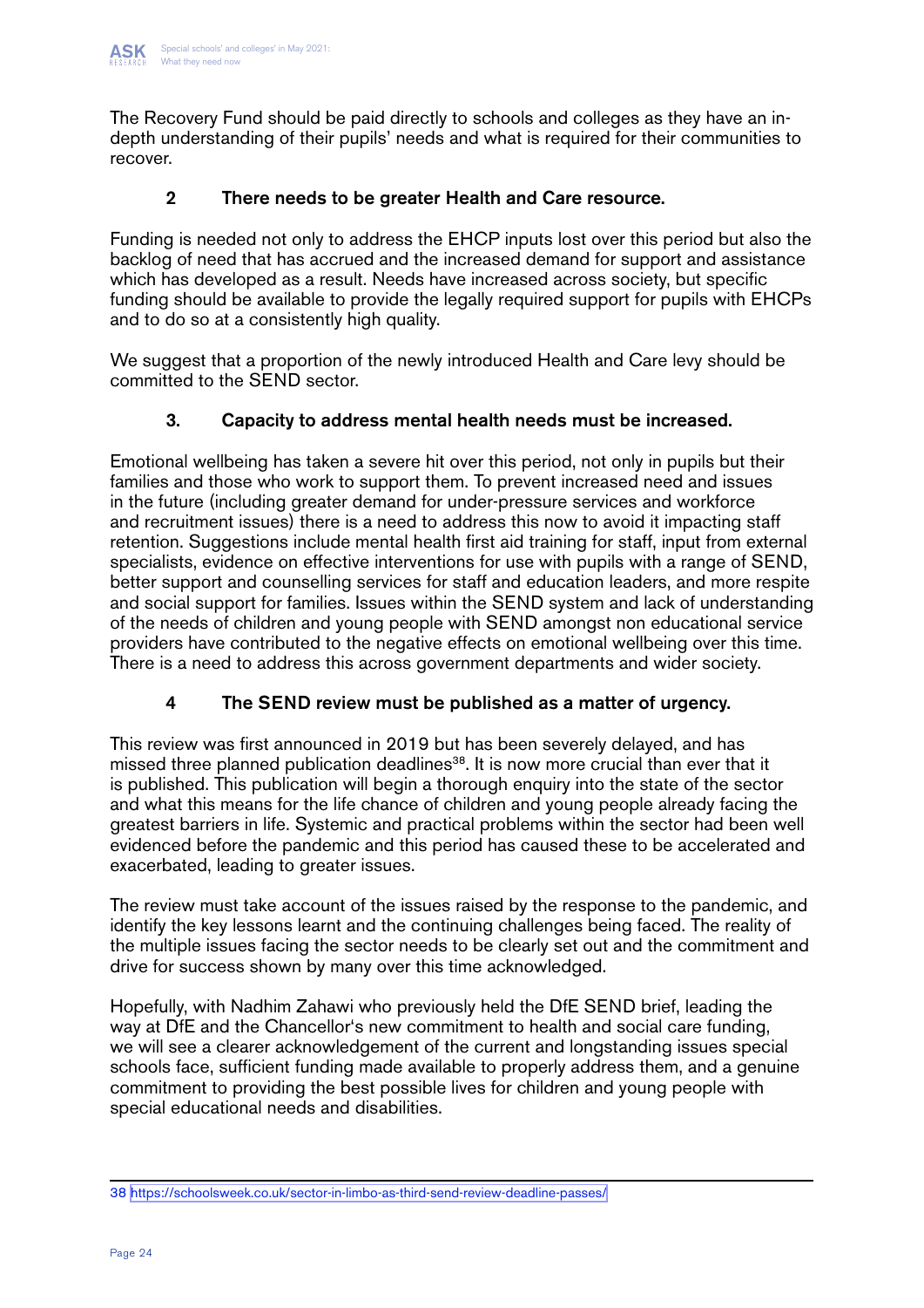The Recovery Fund should be paid directly to schools and colleges as they have an in-depth understanding of their pupils' needs and what is required for their communities to recover.

### 2 There needs to be greater Health and Care resource.

Funding is needed not only to address the EHCP inputs lost over this period but also the backlog of need that has accrued and the increased demand for support and assistance which has developed as a result. Needs have increased across society, but specific funding should be available to provide the legally required support for pupils with EHCPs and to do so at a consistently high quality.

We suggest that a proportion of the newly introduced Health and Care levy should be committed to the SEND sector.

### 3. Capacity to address mental health needs must be increased.

Emotional wellbeing has taken a severe hit over this period, not only in pupils but their families and those who work to support them. To prevent increased need and issues in the future (including greater demand for under-pressure services and workforce and recruitment issues) there is a need to address this now to avoid it impacting staff retention. Suggestions include mental health first aid training for staff, input from external specialists, evidence on effective interventions for use with pupils with a range of SEND, better support and counselling services for staff and education leaders, and more respite and social support for families. Issues within the SEND system and lack of understanding of the needs of children and young people with SEND amongst non educational service providers have contributed to the negative effects on emotional wellbeing over this time. There is a need to address this across government departments and wider society.

### 4 The SEND review must be published as a matter of urgency.

This review was first announced in 2019 but has been severely delayed, and has missed three planned publication deadlines[38]. It is now more crucial than ever that it is published. This publication will begin a thorough enquiry into the state of the sector and what this means for the life chance of children and young people already facing the greatest barriers in life. Systemic and practical problems within the sector had been well evidenced before the pandemic and this period has caused these to be accelerated and exacerbated, leading to greater issues.

The review must take account of the issues raised by the response to the pandemic, and identify the key lessons learnt and the continuing challenges being faced. The reality of the multiple issues facing the sector needs to be clearly set out and the commitment and drive for success shown by many over this time acknowledged.

Hopefully, with Nadhim Zahawi who previously held the DfE SEND brief, leading the way at DfE and the Chancellor's new commitment to health and social care funding, we will see a clearer acknowledgement of the current and longstanding issues special schools face, sufficient funding made available to properly address them, and a genuine commitment to providing the best possible lives for children and young people with special educational needs and disabilities.

---

38 https://schoolsweek.co.uk/sector-in-limbo-as-third-send-review-deadline-passes/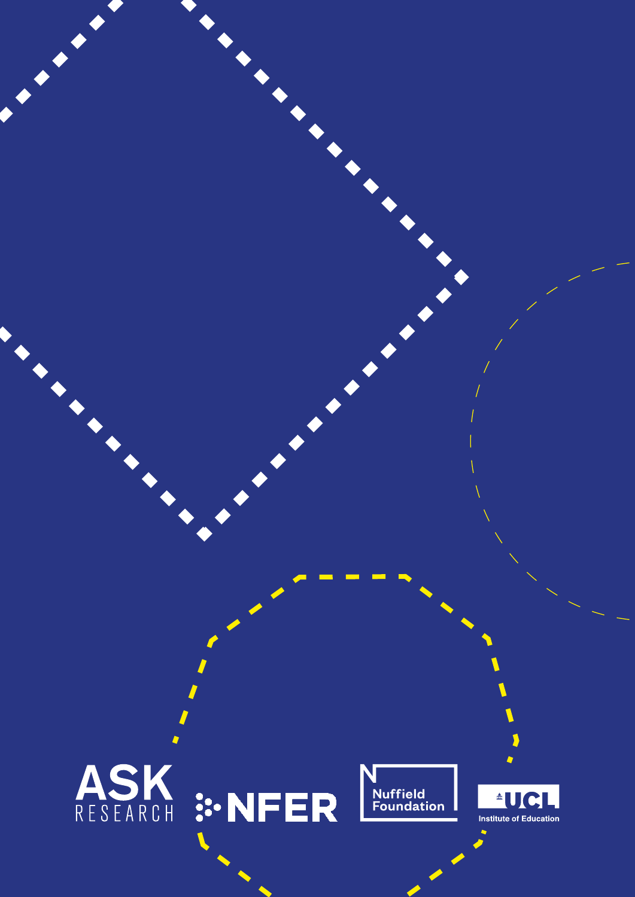ASK RESEARCH

NFER

Nuffield Foundation

UCL Institute of Education